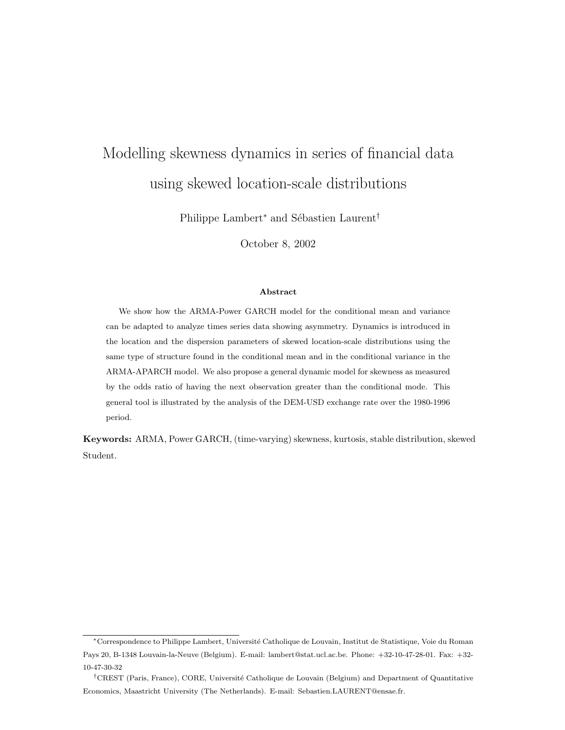# Modelling skewness dynamics in series of financial data using skewed location-scale distributions

Philippe Lambert[*] and Sébastien Laurent[†]

October 8, 2002

### Abstract

We show how the ARMA-Power GARCH model for the conditional mean and variance can be adapted to analyze times series data showing asymmetry. Dynamics is introduced in the location and the dispersion parameters of skewed location-scale distributions using the same type of structure found in the conditional mean and in the conditional variance in the ARMA-APARCH model. We also propose a general dynamic model for skewness as measured by the odds ratio of having the next observation greater than the conditional mode. This general tool is illustrated by the analysis of the DEM-USD exchange rate over the 1980-1996 period.

**Keywords:** ARMA, Power GARCH, (time-varying) skewness, kurtosis, stable distribution, skewed Student.

---

[*] Correspondence to Philippe Lambert, Université Catholique de Louvain, Institut de Statistique, Voie du Roman Pays 20, B-1348 Louvain-la-Neuve (Belgium). E-mail: lambert@stat.ucl.ac.be. Phone: +32-10-47-28-01. Fax: +32-10-47-30-32

[†] CREST (Paris, France), CORE, Université Catholique de Louvain (Belgium) and Department of Quantitative Economics, Maastricht University (The Netherlands). E-mail: Sebastien.LAURENT@ensae.fr.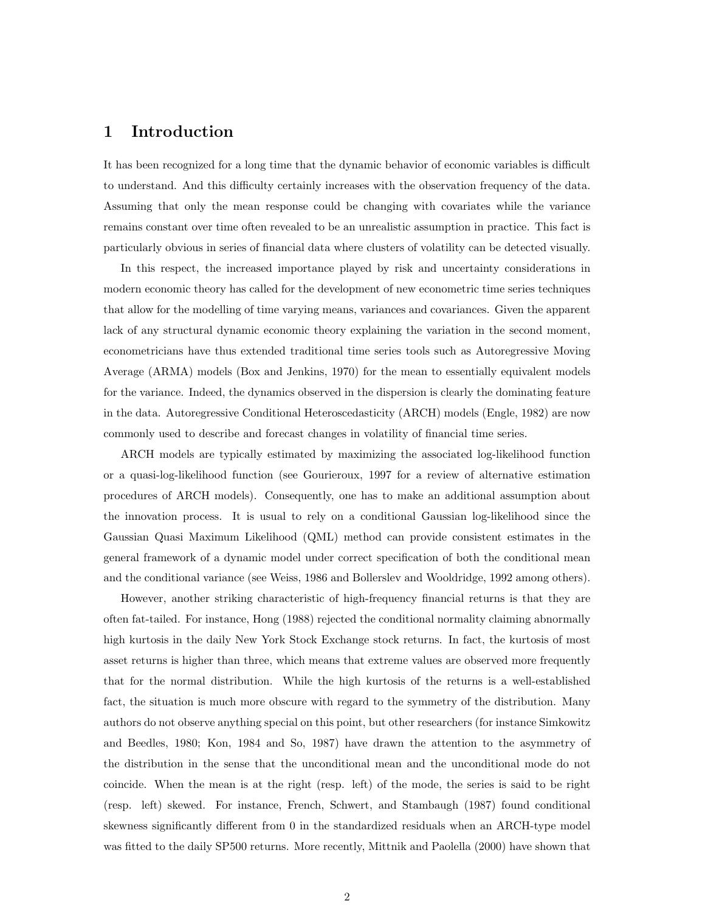# 1 Introduction

It has been recognized for a long time that the dynamic behavior of economic variables is difficult to understand. And this difficulty certainly increases with the observation frequency of the data. Assuming that only the mean response could be changing with covariates while the variance remains constant over time often revealed to be an unrealistic assumption in practice. This fact is particularly obvious in series of financial data where clusters of volatility can be detected visually.

In this respect, the increased importance played by risk and uncertainty considerations in modern economic theory has called for the development of new econometric time series techniques that allow for the modelling of time varying means, variances and covariances. Given the apparent lack of any structural dynamic economic theory explaining the variation in the second moment, econometricians have thus extended traditional time series tools such as Autoregressive Moving Average (ARMA) models (Box and Jenkins, 1970) for the mean to essentially equivalent models for the variance. Indeed, the dynamics observed in the dispersion is clearly the dominating feature in the data. Autoregressive Conditional Heteroscedasticity (ARCH) models (Engle, 1982) are now commonly used to describe and forecast changes in volatility of financial time series.

ARCH models are typically estimated by maximizing the associated log-likelihood function or a quasi-log-likelihood function (see Gourieroux, 1997 for a review of alternative estimation procedures of ARCH models). Consequently, one has to make an additional assumption about the innovation process. It is usual to rely on a conditional Gaussian log-likelihood since the Gaussian Quasi Maximum Likelihood (QML) method can provide consistent estimates in the general framework of a dynamic model under correct specification of both the conditional mean and the conditional variance (see Weiss, 1986 and Bollerslev and Wooldridge, 1992 among others).

However, another striking characteristic of high-frequency financial returns is that they are often fat-tailed. For instance, Hong (1988) rejected the conditional normality claiming abnormally high kurtosis in the daily New York Stock Exchange stock returns. In fact, the kurtosis of most asset returns is higher than three, which means that extreme values are observed more frequently that for the normal distribution. While the high kurtosis of the returns is a well-established fact, the situation is much more obscure with regard to the symmetry of the distribution. Many authors do not observe anything special on this point, but other researchers (for instance Simkowitz and Beedles, 1980; Kon, 1984 and So, 1987) have drawn the attention to the asymmetry of the distribution in the sense that the unconditional mean and the unconditional mode do not coincide. When the mean is at the right (resp. left) of the mode, the series is said to be right (resp. left) skewed. For instance, French, Schwert, and Stambaugh (1987) found conditional skewness significantly different from 0 in the standardized residuals when an ARCH-type model was fitted to the daily SP500 returns. More recently, Mittnik and Paolella (2000) have shown that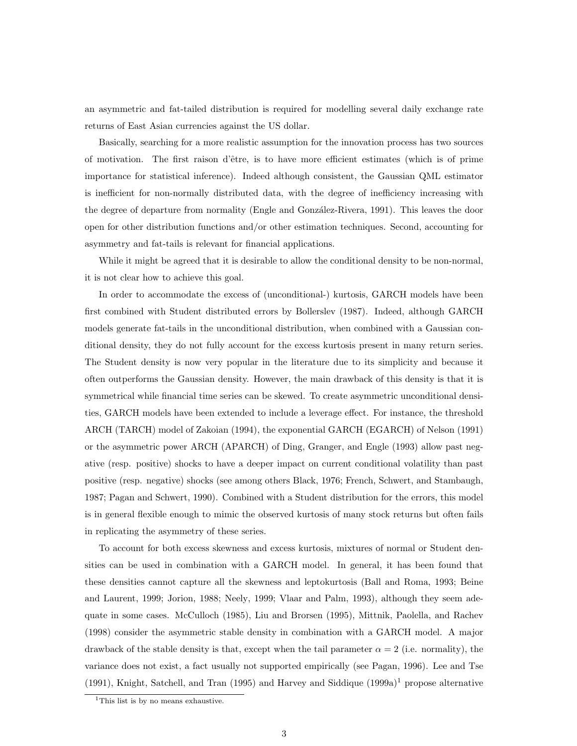an asymmetric and fat-tailed distribution is required for modelling several daily exchange rate returns of East Asian currencies against the US dollar.

Basically, searching for a more realistic assumption for the innovation process has two sources of motivation. The first raison d'être, is to have more efficient estimates (which is of prime importance for statistical inference). Indeed although consistent, the Gaussian QML estimator is inefficient for non-normally distributed data, with the degree of inefficiency increasing with the degree of departure from normality (Engle and González-Rivera, 1991). This leaves the door open for other distribution functions and/or other estimation techniques. Second, accounting for asymmetry and fat-tails is relevant for financial applications.

While it might be agreed that it is desirable to allow the conditional density to be non-normal, it is not clear how to achieve this goal.

In order to accommodate the excess of (unconditional-) kurtosis, GARCH models have been first combined with Student distributed errors by Bollerslev (1987). Indeed, although GARCH models generate fat-tails in the unconditional distribution, when combined with a Gaussian conditional density, they do not fully account for the excess kurtosis present in many return series. The Student density is now very popular in the literature due to its simplicity and because it often outperforms the Gaussian density. However, the main drawback of this density is that it is symmetrical while financial time series can be skewed. To create asymmetric unconditional densities, GARCH models have been extended to include a leverage effect. For instance, the threshold ARCH (TARCH) model of Zakoian (1994), the exponential GARCH (EGARCH) of Nelson (1991) or the asymmetric power ARCH (APARCH) of Ding, Granger, and Engle (1993) allow past negative (resp. positive) shocks to have a deeper impact on current conditional volatility than past positive (resp. negative) shocks (see among others Black, 1976; French, Schwert, and Stambaugh, 1987; Pagan and Schwert, 1990). Combined with a Student distribution for the errors, this model is in general flexible enough to mimic the observed kurtosis of many stock returns but often fails in replicating the asymmetry of these series.

To account for both excess skewness and excess kurtosis, mixtures of normal or Student densities can be used in combination with a GARCH model. In general, it has been found that these densities cannot capture all the skewness and leptokurtosis (Ball and Roma, 1993; Beine and Laurent, 1999; Jorion, 1988; Neely, 1999; Vlaar and Palm, 1993), although they seem adequate in some cases. McCulloch (1985), Liu and Brorsen (1995), Mittnik, Paolella, and Rachev (1998) consider the asymmetric stable density in combination with a GARCH model. A major drawback of the stable density is that, except when the tail parameter $\alpha = 2$ (i.e. normality), the variance does not exist, a fact usually not supported empirically (see Pagan, 1996). Lee and Tse (1991), Knight, Satchell, and Tran (1995) and Harvey and Siddique (1999a)[1] propose alternative

[1] This list is by no means exhaustive.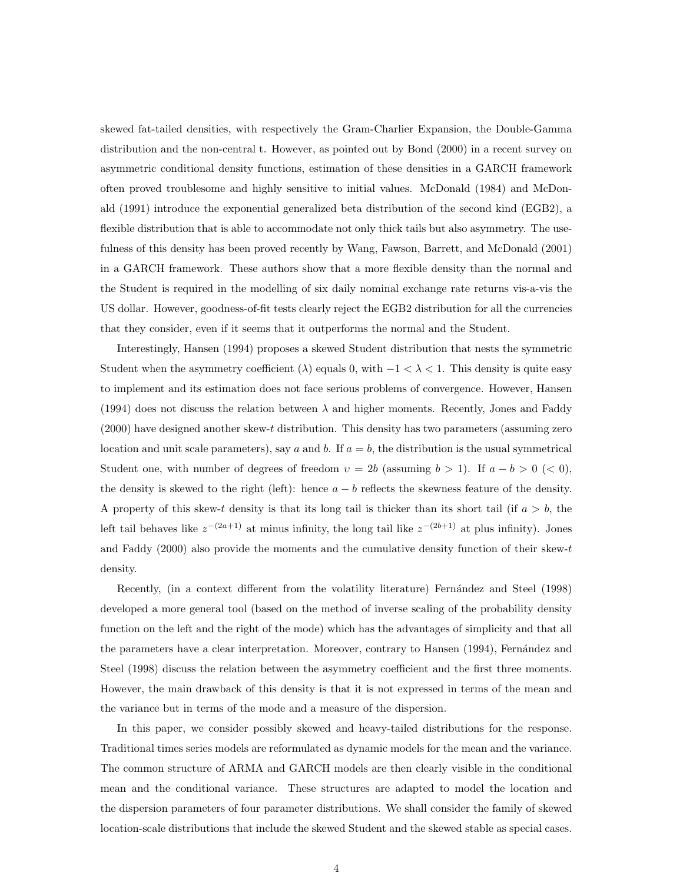skewed fat-tailed densities, with respectively the Gram-Charlier Expansion, the Double-Gamma distribution and the non-central t. However, as pointed out by Bond (2000) in a recent survey on asymmetric conditional density functions, estimation of these densities in a GARCH framework often proved troublesome and highly sensitive to initial values. McDonald (1984) and McDonald (1991) introduce the exponential generalized beta distribution of the second kind (EGB2), a flexible distribution that is able to accommodate not only thick tails but also asymmetry. The usefulness of this density has been proved recently by Wang, Fawson, Barrett, and McDonald (2001) in a GARCH framework. These authors show that a more flexible density than the normal and the Student is required in the modelling of six daily nominal exchange rate returns vis-a-vis the US dollar. However, goodness-of-fit tests clearly reject the EGB2 distribution for all the currencies that they consider, even if it seems that it outperforms the normal and the Student.

Interestingly, Hansen (1994) proposes a skewed Student distribution that nests the symmetric Student when the asymmetry coefficient ($\lambda$) equals 0, with $-1 < \lambda < 1$. This density is quite easy to implement and its estimation does not face serious problems of convergence. However, Hansen (1994) does not discuss the relation between $\lambda$ and higher moments. Recently, Jones and Faddy (2000) have designed another skew-*t* distribution. This density has two parameters (assuming zero location and unit scale parameters), say $a$ and $b$. If $a = b$, the distribution is the usual symmetrical Student one, with number of degrees of freedom $\upsilon = 2b$ (assuming $b > 1$). If $a - b > 0$ ($< 0$), the density is skewed to the right (left): hence $a - b$ reflects the skewness feature of the density. A property of this skew-*t* density is that its long tail is thicker than its short tail (if $a > b$, the left tail behaves like $z^{-(2a+1)}$ at minus infinity, the long tail like $z^{-(2b+1)}$ at plus infinity). Jones and Faddy (2000) also provide the moments and the cumulative density function of their skew-*t* density.

Recently, (in a context different from the volatility literature) Fernández and Steel (1998) developed a more general tool (based on the method of inverse scaling of the probability density function on the left and the right of the mode) which has the advantages of simplicity and that all the parameters have a clear interpretation. Moreover, contrary to Hansen (1994), Fernández and Steel (1998) discuss the relation between the asymmetry coefficient and the first three moments. However, the main drawback of this density is that it is not expressed in terms of the mean and the variance but in terms of the mode and a measure of the dispersion.

In this paper, we consider possibly skewed and heavy-tailed distributions for the response. Traditional times series models are reformulated as dynamic models for the mean and the variance. The common structure of ARMA and GARCH models are then clearly visible in the conditional mean and the conditional variance. These structures are adapted to model the location and the dispersion parameters of four parameter distributions. We shall consider the family of skewed location-scale distributions that include the skewed Student and the skewed stable as special cases.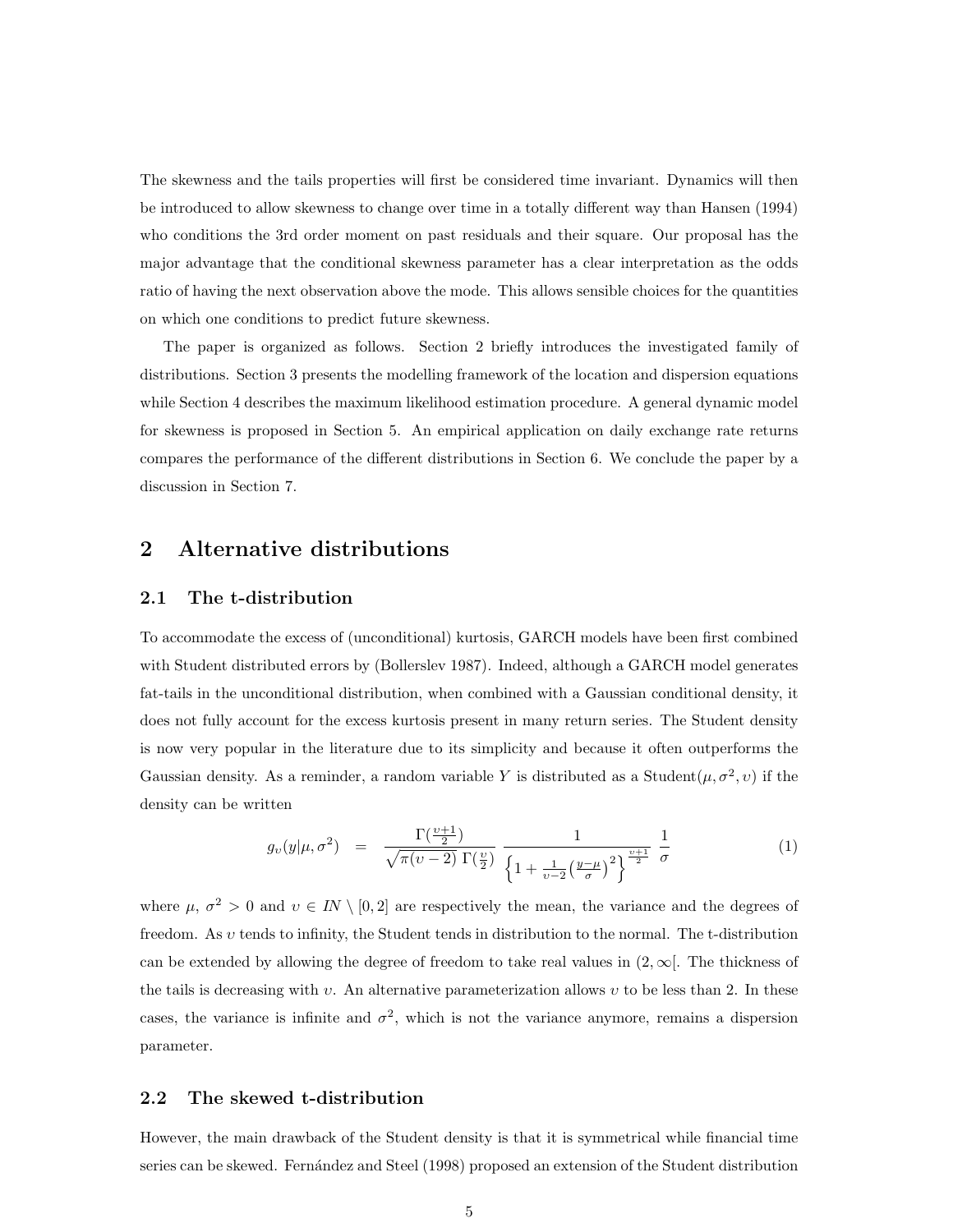The skewness and the tails properties will first be considered time invariant. Dynamics will then be introduced to allow skewness to change over time in a totally different way than Hansen (1994) who conditions the 3rd order moment on past residuals and their square. Our proposal has the major advantage that the conditional skewness parameter has a clear interpretation as the odds ratio of having the next observation above the mode. This allows sensible choices for the quantities on which one conditions to predict future skewness.

The paper is organized as follows. Section 2 briefly introduces the investigated family of distributions. Section 3 presents the modelling framework of the location and dispersion equations while Section 4 describes the maximum likelihood estimation procedure. A general dynamic model for skewness is proposed in Section 5. An empirical application on daily exchange rate returns compares the performance of the different distributions in Section 6. We conclude the paper by a discussion in Section 7.

## 2 Alternative distributions

### 2.1 The t-distribution

To accommodate the excess of (unconditional) kurtosis, GARCH models have been first combined with Student distributed errors by (Bollerslev 1987). Indeed, although a GARCH model generates fat-tails in the unconditional distribution, when combined with a Gaussian conditional density, it does not fully account for the excess kurtosis present in many return series. The Student density is now very popular in the literature due to its simplicity and because it often outperforms the Gaussian density. As a reminder, a random variable $Y$ is distributed as a Student$(\mu, \sigma^2, \upsilon)$ if the density can be written

$$g_\upsilon(y|\mu, \sigma^2) \quad = \quad \frac{\Gamma(\frac{\upsilon+1}{2})}{\sqrt{\pi(\upsilon-2)}\;\Gamma(\frac{\upsilon}{2})} \; \frac{1}{\left\{1 + \frac{1}{\upsilon-2}\left(\frac{y-\mu}{\sigma}\right)^2\right\}^{\frac{\upsilon+1}{2}}} \; \frac{1}{\sigma} \tag{1}$$

where $\mu$, $\sigma^2 > 0$ and $\upsilon \in I\!N \setminus [0, 2]$ are respectively the mean, the variance and the degrees of freedom. As $\upsilon$ tends to infinity, the Student tends in distribution to the normal. The t-distribution can be extended by allowing the degree of freedom to take real values in $(2, \infty[$. The thickness of the tails is decreasing with $\upsilon$. An alternative parameterization allows $\upsilon$ to be less than 2. In these cases, the variance is infinite and $\sigma^2$, which is not the variance anymore, remains a dispersion parameter.

### 2.2 The skewed t-distribution

However, the main drawback of the Student density is that it is symmetrical while financial time series can be skewed. Fernández and Steel (1998) proposed an extension of the Student distribution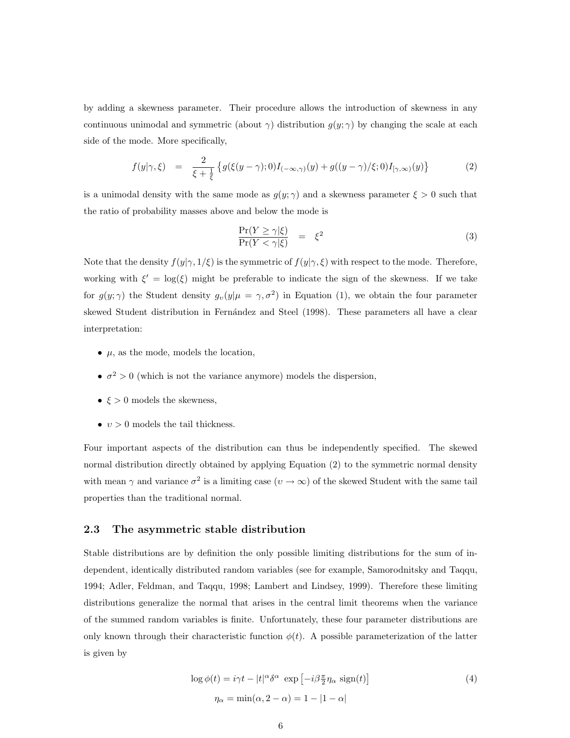by adding a skewness parameter. Their procedure allows the introduction of skewness in any continuous unimodal and symmetric (about $\gamma$) distribution $g(y;\gamma)$ by changing the scale at each side of the mode. More specifically,

$$f(y|\gamma,\xi) = \frac{2}{\xi+\frac{1}{\xi}}\left\{g(\xi(y-\gamma);0)I_{(-\infty,\gamma)}(y) + g((y-\gamma)/\xi;0)I_{[\gamma,\infty)}(y)\right\} \tag{2}$$

is a unimodal density with the same mode as $g(y;\gamma)$ and a skewness parameter $\xi > 0$ such that the ratio of probability masses above and below the mode is

$$\frac{\Pr(Y \geq \gamma|\xi)}{\Pr(Y < \gamma|\xi)} = \xi^2 \tag{3}$$

Note that the density $f(y|\gamma, 1/\xi)$ is the symmetric of $f(y|\gamma,\xi)$ with respect to the mode. Therefore, working with $\xi' = \log(\xi)$ might be preferable to indicate the sign of the skewness. If we take for $g(y;\gamma)$ the Student density $g_\upsilon(y|\mu=\gamma,\sigma^2)$ in Equation (1), we obtain the four parameter skewed Student distribution in Fernández and Steel (1998). These parameters all have a clear interpretation:

- $\mu$, as the mode, models the location,
- $\sigma^2 > 0$ (which is not the variance anymore) models the dispersion,
- $\xi > 0$ models the skewness,
- $\upsilon > 0$ models the tail thickness.

Four important aspects of the distribution can thus be independently specified. The skewed normal distribution directly obtained by applying Equation (2) to the symmetric normal density with mean $\gamma$ and variance $\sigma^2$ is a limiting case ($\upsilon \to \infty$) of the skewed Student with the same tail properties than the traditional normal.

### 2.3 The asymmetric stable distribution

Stable distributions are by definition the only possible limiting distributions for the sum of independent, identically distributed random variables (see for example, Samorodnitsky and Taqqu, 1994; Adler, Feldman, and Taqqu, 1998; Lambert and Lindsey, 1999). Therefore these limiting distributions generalize the normal that arises in the central limit theorems when the variance of the summed random variables is finite. Unfortunately, these four parameter distributions are only known through their characteristic function $\phi(t)$. A possible parameterization of the latter is given by

$$\log\phi(t) = i\gamma t - |t|^\alpha\delta^\alpha \;\exp\left[-i\beta\tfrac{\pi}{2}\eta_\alpha \;\mathrm{sign}(t)\right] \tag{4}$$
$$\eta_\alpha = \min(\alpha, 2-\alpha) = 1 - |1-\alpha|$$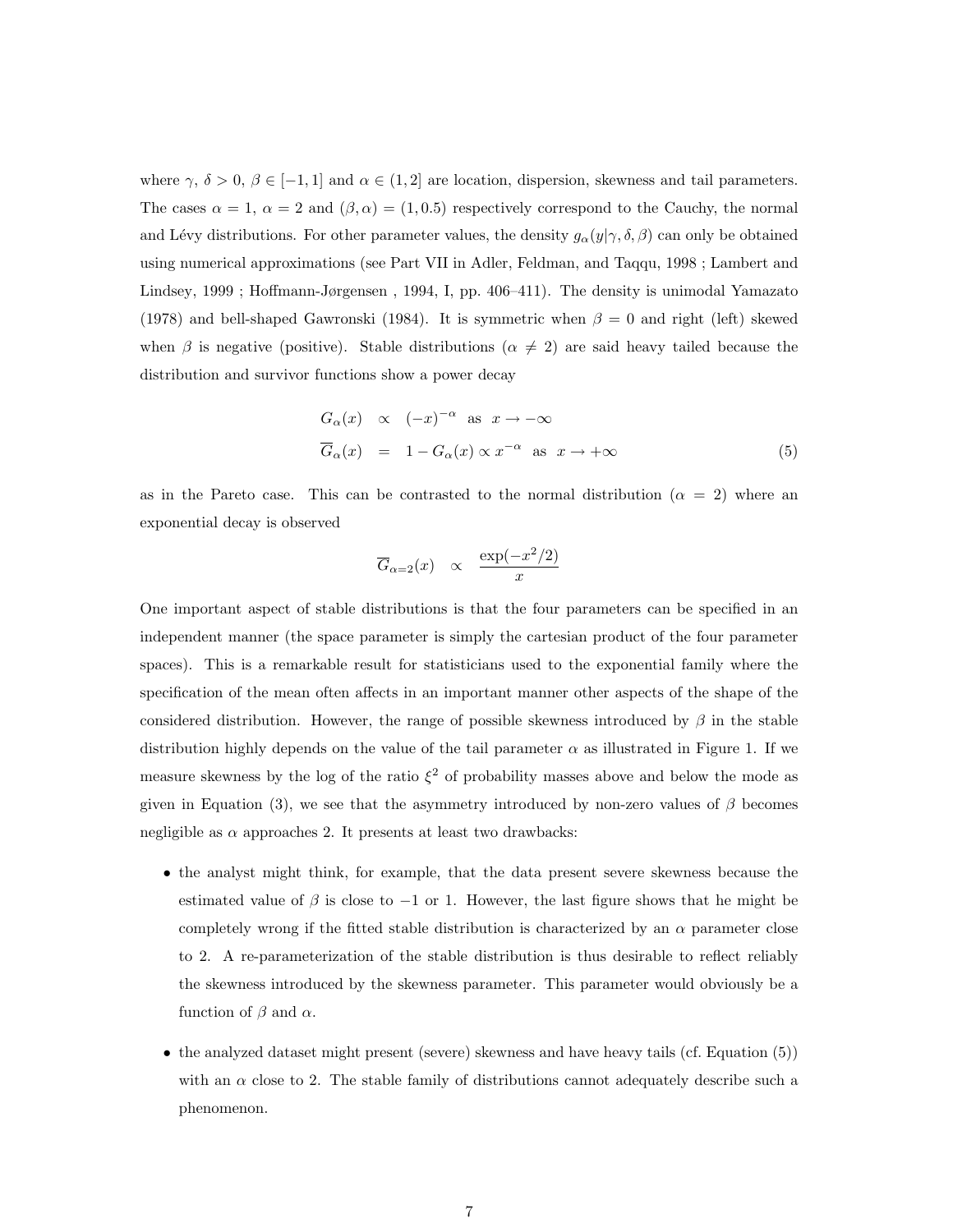where $\gamma$, $\delta > 0$, $\beta \in [-1, 1]$ and $\alpha \in (1, 2]$ are location, dispersion, skewness and tail parameters. The cases $\alpha = 1$, $\alpha = 2$ and $(\beta, \alpha) = (1, 0.5)$ respectively correspond to the Cauchy, the normal and Lévy distributions. For other parameter values, the density $g_\alpha(y|\gamma, \delta, \beta)$ can only be obtained using numerical approximations (see Part VII in Adler, Feldman, and Taqqu, 1998 ; Lambert and Lindsey, 1999 ; Hoffmann-Jørgensen , 1994, I, pp. 406–411). The density is unimodal Yamazato (1978) and bell-shaped Gawronski (1984). It is symmetric when $\beta = 0$ and right (left) skewed when $\beta$ is negative (positive). Stable distributions ($\alpha \neq 2$) are said heavy tailed because the distribution and survivor functions show a power decay

$$
\begin{aligned}
G_\alpha(x) &\propto (-x)^{-\alpha} \ \text{ as } \ x \to -\infty \\
\overline{G}_\alpha(x) &= 1 - G_\alpha(x) \propto x^{-\alpha} \ \text{ as } \ x \to +\infty
\end{aligned}
\tag{5}
$$

as in the Pareto case. This can be contrasted to the normal distribution ($\alpha = 2$) where an exponential decay is observed

$$
\overline{G}_{\alpha=2}(x) \propto \frac{\exp(-x^2/2)}{x}
$$

One important aspect of stable distributions is that the four parameters can be specified in an independent manner (the space parameter is simply the cartesian product of the four parameter spaces). This is a remarkable result for statisticians used to the exponential family where the specification of the mean often affects in an important manner other aspects of the shape of the considered distribution. However, the range of possible skewness introduced by $\beta$ in the stable distribution highly depends on the value of the tail parameter $\alpha$ as illustrated in Figure 1. If we measure skewness by the log of the ratio $\xi^2$ of probability masses above and below the mode as given in Equation (3), we see that the asymmetry introduced by non-zero values of $\beta$ becomes negligible as $\alpha$ approaches 2. It presents at least two drawbacks:

- the analyst might think, for example, that the data present severe skewness because the estimated value of $\beta$ is close to $-1$ or 1. However, the last figure shows that he might be completely wrong if the fitted stable distribution is characterized by an $\alpha$ parameter close to 2. A re-parameterization of the stable distribution is thus desirable to reflect reliably the skewness introduced by the skewness parameter. This parameter would obviously be a function of $\beta$ and $\alpha$.

- the analyzed dataset might present (severe) skewness and have heavy tails (cf. Equation (5)) with an $\alpha$ close to 2. The stable family of distributions cannot adequately describe such a phenomenon.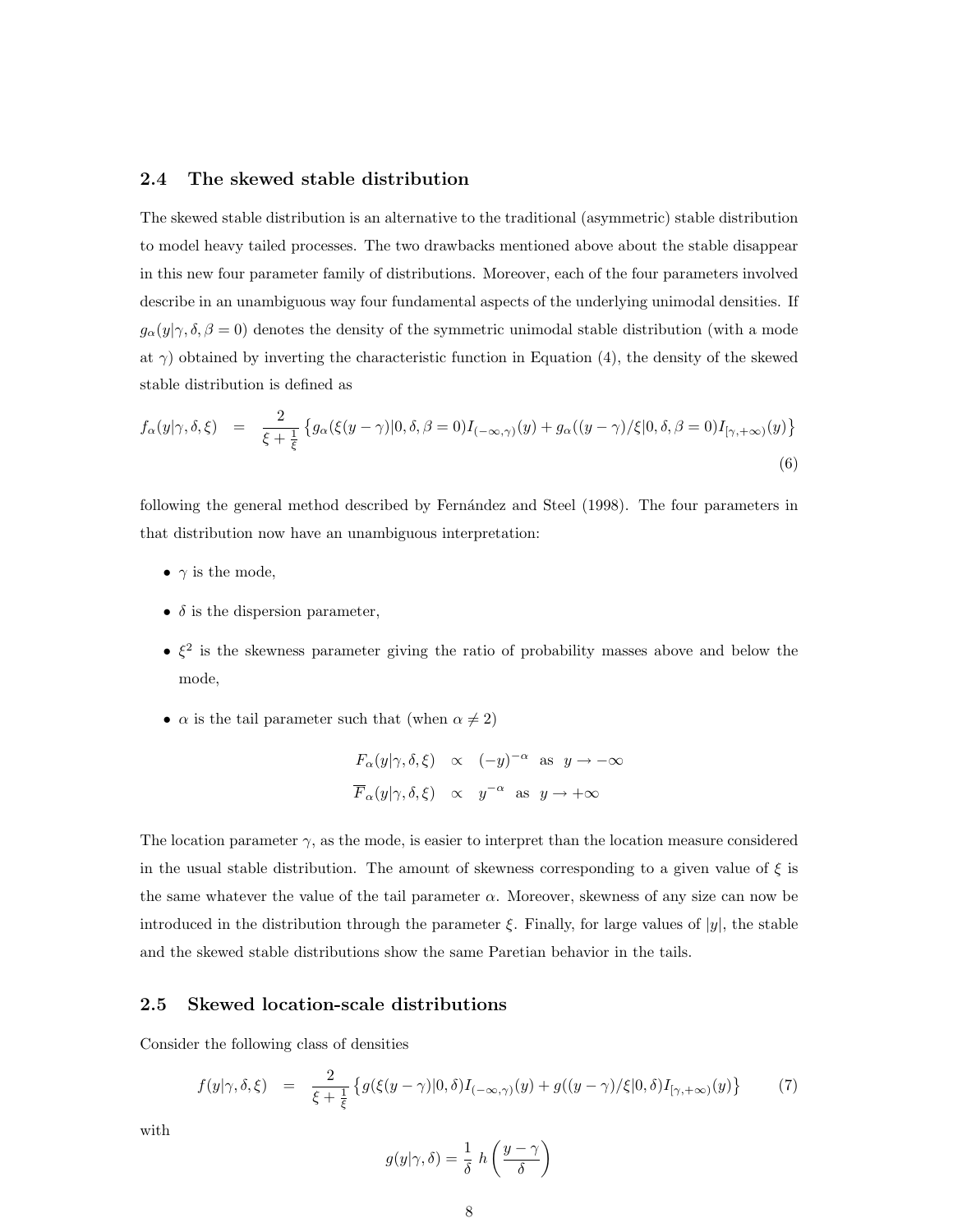### 2.4 The skewed stable distribution

The skewed stable distribution is an alternative to the traditional (asymmetric) stable distribution to model heavy tailed processes. The two drawbacks mentioned above about the stable disappear in this new four parameter family of distributions. Moreover, each of the four parameters involved describe in an unambiguous way four fundamental aspects of the underlying unimodal densities. If $g_\alpha(y|\gamma, \delta, \beta = 0)$ denotes the density of the symmetric unimodal stable distribution (with a mode at $\gamma$) obtained by inverting the characteristic function in Equation (4), the density of the skewed stable distribution is defined as

$$f_\alpha(y|\gamma, \delta, \xi) = \frac{2}{\xi + \frac{1}{\xi}} \left\{ g_\alpha(\xi(y-\gamma)|0, \delta, \beta = 0) I_{(-\infty,\gamma)}(y) + g_\alpha((y-\gamma)/\xi|0, \delta, \beta = 0) I_{[\gamma,+\infty)}(y) \right\} \tag{6}$$

following the general method described by Fernández and Steel (1998). The four parameters in that distribution now have an unambiguous interpretation:

- $\gamma$ is the mode,
- $\delta$ is the dispersion parameter,
- $\xi^2$ is the skewness parameter giving the ratio of probability masses above and below the mode,
- $\alpha$ is the tail parameter such that (when $\alpha \neq 2$)

$$\begin{aligned} F_\alpha(y|\gamma, \delta, \xi) &\propto (-y)^{-\alpha} \quad \text{as} \quad y \to -\infty \\ \overline{F}_\alpha(y|\gamma, \delta, \xi) &\propto y^{-\alpha} \quad \text{as} \quad y \to +\infty \end{aligned}$$

The location parameter $\gamma$, as the mode, is easier to interpret than the location measure considered in the usual stable distribution. The amount of skewness corresponding to a given value of $\xi$ is the same whatever the value of the tail parameter $\alpha$. Moreover, skewness of any size can now be introduced in the distribution through the parameter $\xi$. Finally, for large values of $|y|$, the stable and the skewed stable distributions show the same Paretian behavior in the tails.

### 2.5 Skewed location-scale distributions

Consider the following class of densities

$$f(y|\gamma, \delta, \xi) = \frac{2}{\xi + \frac{1}{\xi}} \left\{ g(\xi(y-\gamma)|0, \delta) I_{(-\infty,\gamma)}(y) + g((y-\gamma)/\xi|0, \delta) I_{[\gamma,+\infty)}(y) \right\} \tag{7}$$

with

$$g(y|\gamma, \delta) = \frac{1}{\delta} \, h\left(\frac{y-\gamma}{\delta}\right)$$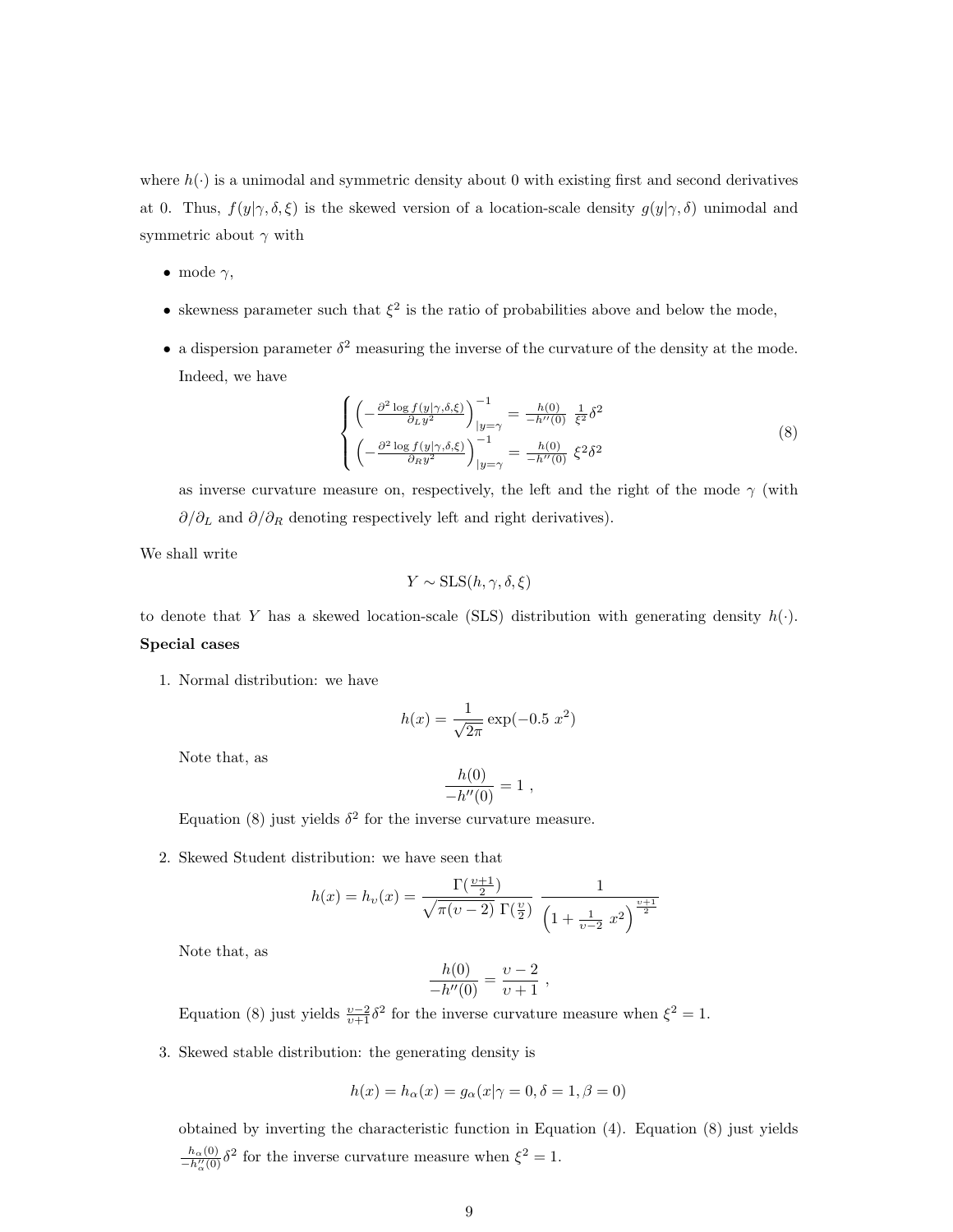where $h(\cdot)$ is a unimodal and symmetric density about 0 with existing first and second derivatives at 0. Thus, $f(y|\gamma, \delta, \xi)$ is the skewed version of a location-scale density $g(y|\gamma, \delta)$ unimodal and symmetric about $\gamma$ with

- mode $\gamma$,
- skewness parameter such that $\xi^2$ is the ratio of probabilities above and below the mode,
- a dispersion parameter $\delta^2$ measuring the inverse of the curvature of the density at the mode. Indeed, we have

$$
\begin{cases}
\left(-\frac{\partial^2 \log f(y|\gamma,\delta,\xi)}{\partial_L y^2}\right)^{-1}_{|y=\gamma} = \frac{h(0)}{-h''(0)} \ \frac{1}{\xi^2}\delta^2 \\
\left(-\frac{\partial^2 \log f(y|\gamma,\delta,\xi)}{\partial_R y^2}\right)^{-1}_{|y=\gamma} = \frac{h(0)}{-h''(0)} \ \xi^2\delta^2
\end{cases}
\tag{8}
$$

as inverse curvature measure on, respectively, the left and the right of the mode $\gamma$ (with $\partial/\partial_L$ and $\partial/\partial_R$ denoting respectively left and right derivatives).

We shall write

$$
Y \sim \text{SLS}(h, \gamma, \delta, \xi)
$$

to denote that $Y$ has a skewed location-scale (SLS) distribution with generating density $h(\cdot)$.

**Special cases**

1. Normal distribution: we have

$$
h(x) = \frac{1}{\sqrt{2\pi}} \exp(-0.5 \ x^2)
$$

   Note that, as

$$
\frac{h(0)}{-h''(0)} = 1 \ ,
$$

   Equation (8) just yields $\delta^2$ for the inverse curvature measure.

2. Skewed Student distribution: we have seen that

$$
h(x) = h_\upsilon(x) = \frac{\Gamma(\frac{\upsilon+1}{2})}{\sqrt{\pi(\upsilon-2)}\ \Gamma(\frac{\upsilon}{2})} \ \frac{1}{\left(1+\frac{1}{\upsilon-2}\ x^2\right)^{\frac{\upsilon+1}{2}}}
$$

   Note that, as

$$
\frac{h(0)}{-h''(0)} = \frac{\upsilon-2}{\upsilon+1} \ ,
$$

   Equation (8) just yields $\frac{\upsilon-2}{\upsilon+1}\delta^2$ for the inverse curvature measure when $\xi^2 = 1$.

3. Skewed stable distribution: the generating density is

$$
h(x) = h_\alpha(x) = g_\alpha(x|\gamma = 0, \delta = 1, \beta = 0)
$$

   obtained by inverting the characteristic function in Equation (4). Equation (8) just yields $\frac{h_\alpha(0)}{-h''_\alpha(0)}\delta^2$ for the inverse curvature measure when $\xi^2 = 1$.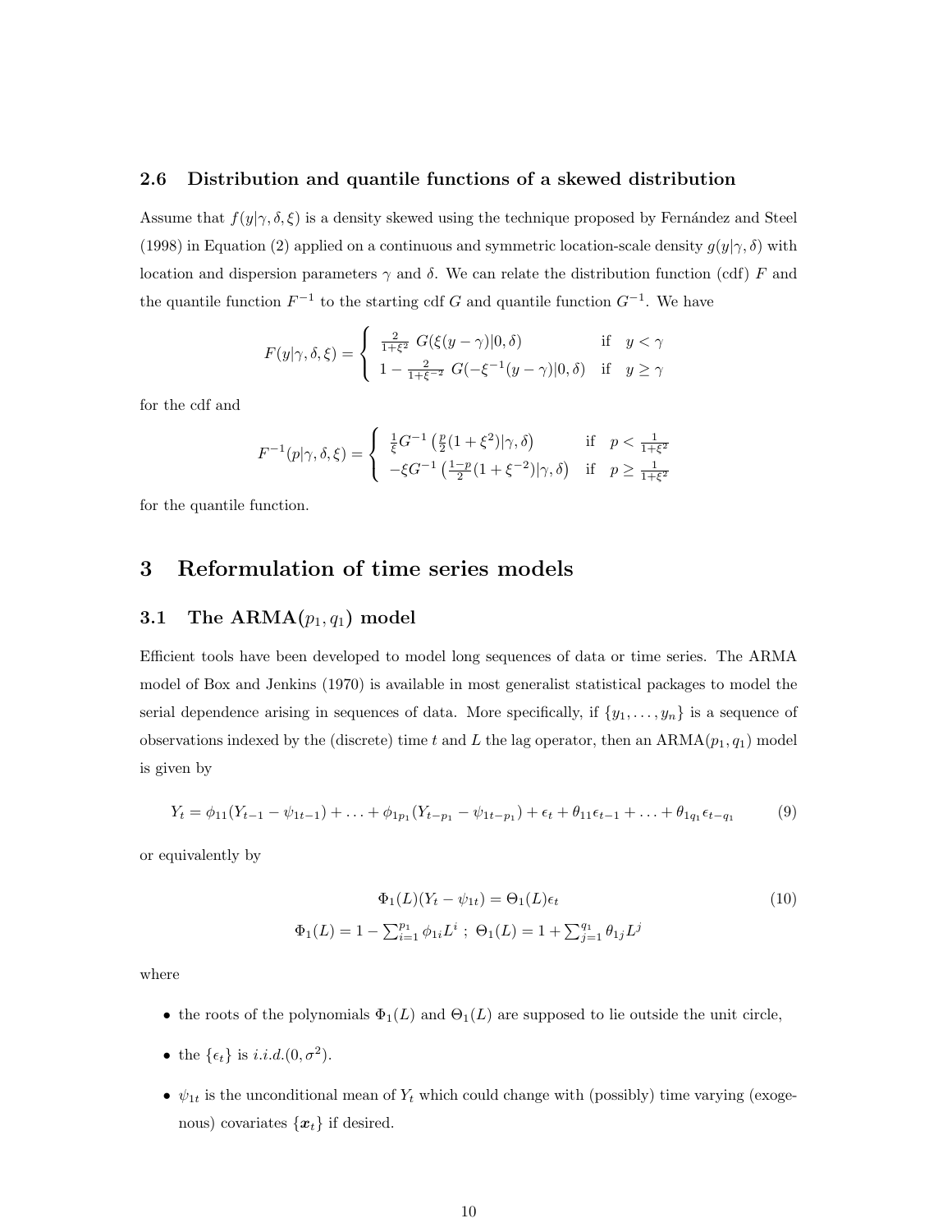### 2.6 Distribution and quantile functions of a skewed distribution

Assume that $f(y|\gamma, \delta, \xi)$ is a density skewed using the technique proposed by Fernández and Steel (1998) in Equation (2) applied on a continuous and symmetric location-scale density $g(y|\gamma, \delta)$ with location and dispersion parameters $\gamma$ and $\delta$. We can relate the distribution function (cdf) $F$ and the quantile function $F^{-1}$ to the starting cdf $G$ and quantile function $G^{-1}$. We have

$$
F(y|\gamma, \delta, \xi) = \begin{cases} \frac{2}{1+\xi^2}\; G(\xi(y-\gamma)|0, \delta) & \text{if} \quad y < \gamma \\ 1 - \frac{2}{1+\xi^{-2}}\; G(-\xi^{-1}(y-\gamma)|0, \delta) & \text{if} \quad y \geq \gamma \end{cases}
$$

for the cdf and

$$
F^{-1}(p|\gamma, \delta, \xi) = \begin{cases} \frac{1}{\xi} G^{-1}\left(\frac{p}{2}(1+\xi^2)|\gamma, \delta\right) & \text{if} \quad p < \frac{1}{1+\xi^2} \\ -\xi G^{-1}\left(\frac{1-p}{2}(1+\xi^{-2})|\gamma, \delta\right) & \text{if} \quad p \geq \frac{1}{1+\xi^2} \end{cases}
$$

for the quantile function.

# 3 Reformulation of time series models

## 3.1 The ARMA($p_1, q_1$) model

Efficient tools have been developed to model long sequences of data or time series. The ARMA model of Box and Jenkins (1970) is available in most generalist statistical packages to model the serial dependence arising in sequences of data. More specifically, if $\{y_1, \ldots, y_n\}$ is a sequence of observations indexed by the (discrete) time $t$ and $L$ the lag operator, then an ARMA($p_1, q_1$) model is given by

$$
Y_t = \phi_{11}(Y_{t-1} - \psi_{1t-1}) + \ldots + \phi_{1p_1}(Y_{t-p_1} - \psi_{1t-p_1}) + \epsilon_t + \theta_{11}\epsilon_{t-1} + \ldots + \theta_{1q_1}\epsilon_{t-q_1} \tag{9}
$$

or equivalently by

$$
\begin{gathered} \Phi_1(L)(Y_t - \psi_{1t}) = \Theta_1(L)\epsilon_t \\ \Phi_1(L) = 1 - \sum_{i=1}^{p_1} \phi_{1i} L^i \; ; \; \Theta_1(L) = 1 + \sum_{j=1}^{q_1} \theta_{1j} L^j \end{gathered} \tag{10}
$$

where

- the roots of the polynomials $\Phi_1(L)$ and $\Theta_1(L)$ are supposed to lie outside the unit circle,
- the $\{\epsilon_t\}$ is $i.i.d.(0, \sigma^2)$.
- $\psi_{1t}$ is the unconditional mean of $Y_t$ which could change with (possibly) time varying (exogenous) covariates $\{\boldsymbol{x}_t\}$ if desired.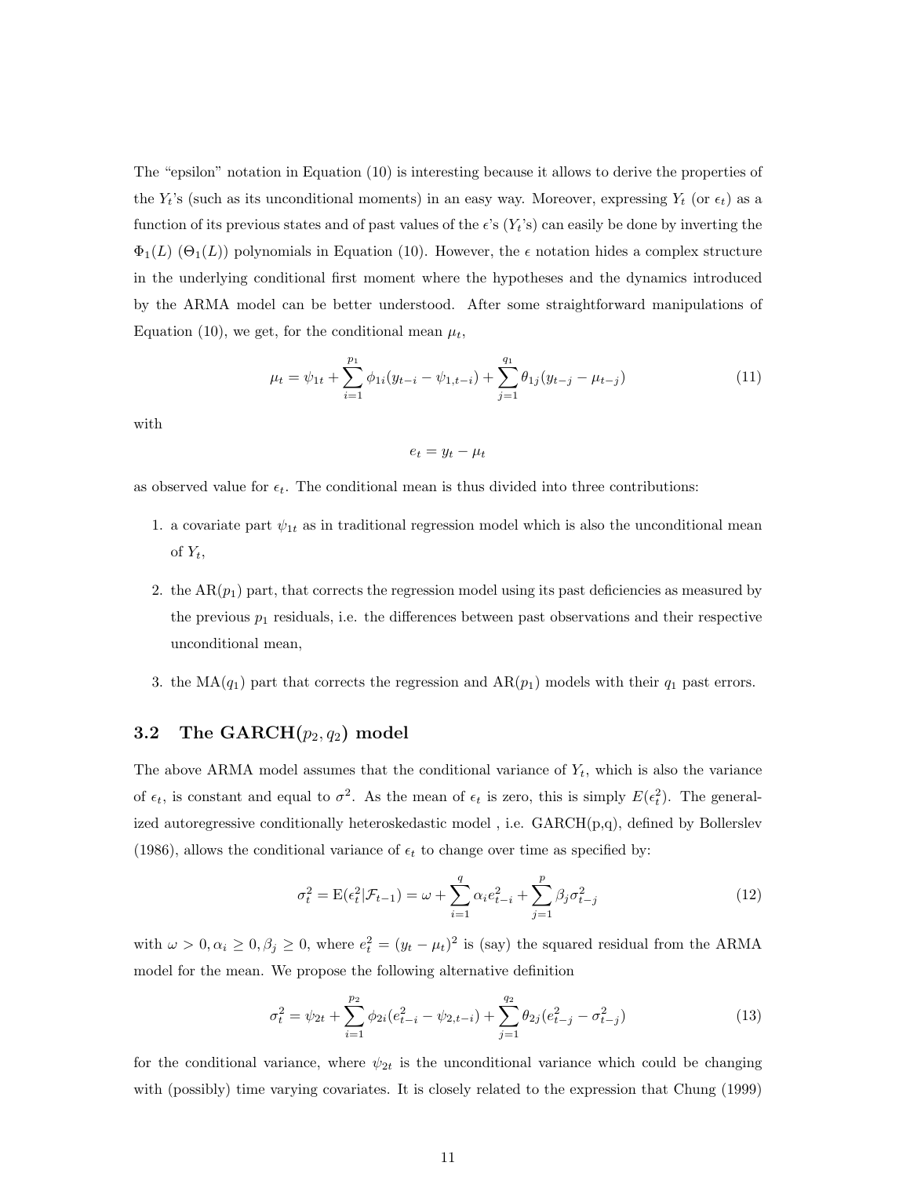The "epsilon" notation in Equation (10) is interesting because it allows to derive the properties of the $Y_t$'s (such as its unconditional moments) in an easy way. Moreover, expressing $Y_t$ (or $\epsilon_t$) as a function of its previous states and of past values of the $\epsilon$'s ($Y_t$'s) can easily be done by inverting the $\Phi_1(L)$ ($\Theta_1(L)$) polynomials in Equation (10). However, the $\epsilon$ notation hides a complex structure in the underlying conditional first moment where the hypotheses and the dynamics introduced by the ARMA model can be better understood. After some straightforward manipulations of Equation (10), we get, for the conditional mean $\mu_t$,

$$\mu_t = \psi_{1t} + \sum_{i=1}^{p_1} \phi_{1i}(y_{t-i} - \psi_{1,t-i}) + \sum_{j=1}^{q_1} \theta_{1j}(y_{t-j} - \mu_{t-j}) \tag{11}$$

with

$$e_t = y_t - \mu_t$$

as observed value for $\epsilon_t$. The conditional mean is thus divided into three contributions:

1. a covariate part $\psi_{1t}$ as in traditional regression model which is also the unconditional mean of $Y_t$,
2. the AR($p_1$) part, that corrects the regression model using its past deficiencies as measured by the previous $p_1$ residuals, i.e. the differences between past observations and their respective unconditional mean,
3. the MA($q_1$) part that corrects the regression and AR($p_1$) models with their $q_1$ past errors.

### 3.2 The GARCH($p_2, q_2$) model

The above ARMA model assumes that the conditional variance of $Y_t$, which is also the variance of $\epsilon_t$, is constant and equal to $\sigma^2$. As the mean of $\epsilon_t$ is zero, this is simply $E(\epsilon_t^2)$. The generalized autoregressive conditionally heteroskedastic model , i.e. GARCH(p,q), defined by Bollerslev (1986), allows the conditional variance of $\epsilon_t$ to change over time as specified by:

$$\sigma_t^2 = \mathrm{E}(\epsilon_t^2|\mathcal{F}_{t-1}) = \omega + \sum_{i=1}^{q} \alpha_i e_{t-i}^2 + \sum_{j=1}^{p} \beta_j \sigma_{t-j}^2 \tag{12}$$

with $\omega > 0, \alpha_i \geq 0, \beta_j \geq 0$, where $e_t^2 = (y_t - \mu_t)^2$ is (say) the squared residual from the ARMA model for the mean. We propose the following alternative definition

$$\sigma_t^2 = \psi_{2t} + \sum_{i=1}^{p_2} \phi_{2i}(e_{t-i}^2 - \psi_{2,t-i}) + \sum_{j=1}^{q_2} \theta_{2j}(e_{t-j}^2 - \sigma_{t-j}^2) \tag{13}$$

for the conditional variance, where $\psi_{2t}$ is the unconditional variance which could be changing with (possibly) time varying covariates. It is closely related to the expression that Chung (1999)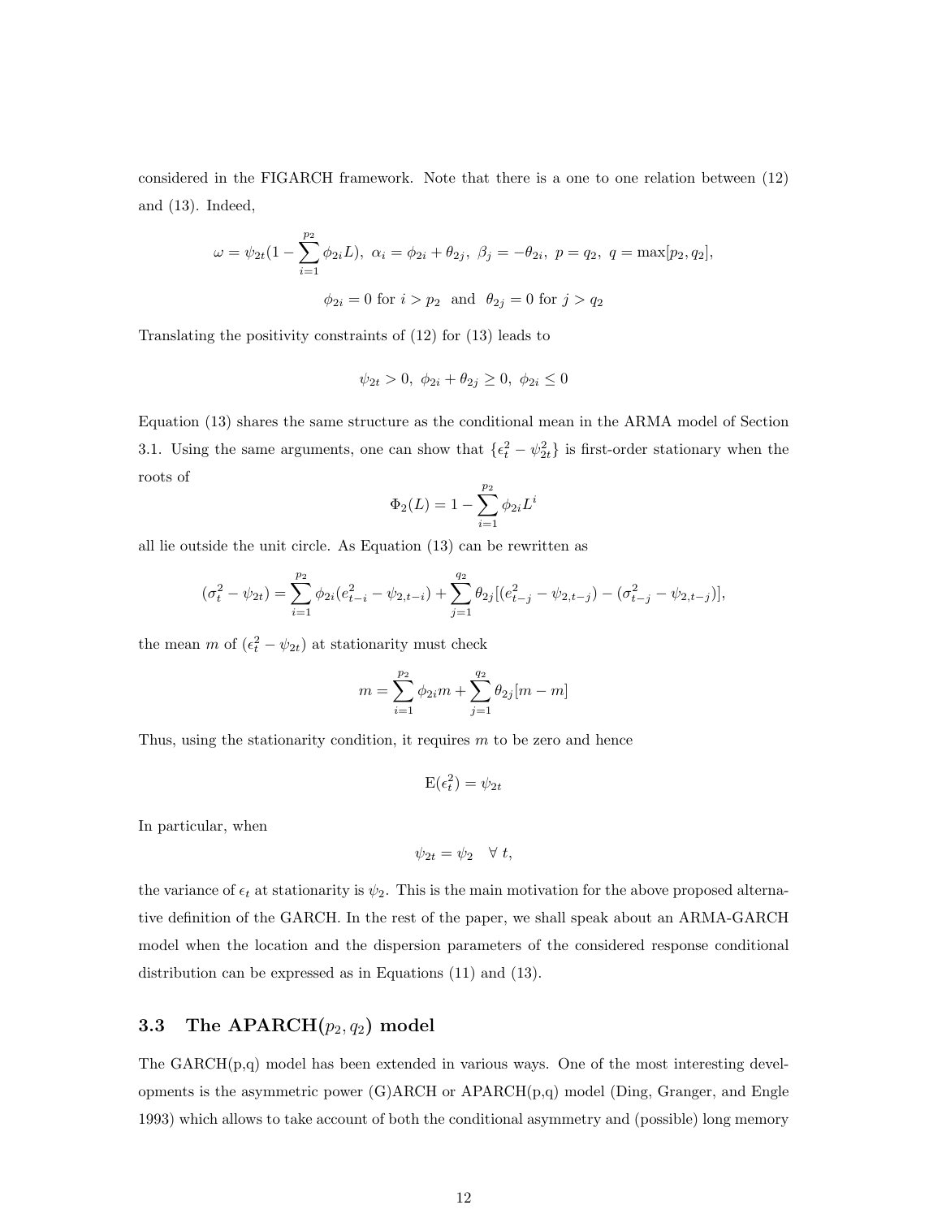considered in the FIGARCH framework. Note that there is a one to one relation between (12) and (13). Indeed,

$$\omega = \psi_{2t}(1 - \sum_{i=1}^{p_2} \phi_{2i} L),\ \alpha_i = \phi_{2i} + \theta_{2j},\ \beta_j = -\theta_{2i},\ p = q_2,\ q = \max[p_2, q_2],$$

$$\phi_{2i} = 0 \text{ for } i > p_2 \text{ and } \theta_{2j} = 0 \text{ for } j > q_2$$

Translating the positivity constraints of (12) for (13) leads to

$$\psi_{2t} > 0,\ \phi_{2i} + \theta_{2j} \geq 0,\ \phi_{2i} \leq 0$$

Equation (13) shares the same structure as the conditional mean in the ARMA model of Section 3.1. Using the same arguments, one can show that $\{\epsilon_t^2 - \psi_{2t}^2\}$ is first-order stationary when the roots of

$$\Phi_2(L) = 1 - \sum_{i=1}^{p_2} \phi_{2i} L^i$$

all lie outside the unit circle. As Equation (13) can be rewritten as

$$(\sigma_t^2 - \psi_{2t}) = \sum_{i=1}^{p_2} \phi_{2i}(e_{t-i}^2 - \psi_{2,t-i}) + \sum_{j=1}^{q_2} \theta_{2j}[(e_{t-j}^2 - \psi_{2,t-j}) - (\sigma_{t-j}^2 - \psi_{2,t-j})],$$

the mean $m$ of $(\epsilon_t^2 - \psi_{2t})$ at stationarity must check

$$m = \sum_{i=1}^{p_2} \phi_{2i} m + \sum_{j=1}^{q_2} \theta_{2j}[m - m]$$

Thus, using the stationarity condition, it requires $m$ to be zero and hence

$$\mathrm{E}(\epsilon_t^2) = \psi_{2t}$$

In particular, when

$$\psi_{2t} = \psi_2 \quad \forall\ t,$$

the variance of $\epsilon_t$ at stationarity is $\psi_2$. This is the main motivation for the above proposed alternative definition of the GARCH. In the rest of the paper, we shall speak about an ARMA-GARCH model when the location and the dispersion parameters of the considered response conditional distribution can be expressed as in Equations (11) and (13).

### 3.3 The APARCH($p_2, q_2$) model

The GARCH(p,q) model has been extended in various ways. One of the most interesting developments is the asymmetric power (G)ARCH or APARCH(p,q) model (Ding, Granger, and Engle 1993) which allows to take account of both the conditional asymmetry and (possible) long memory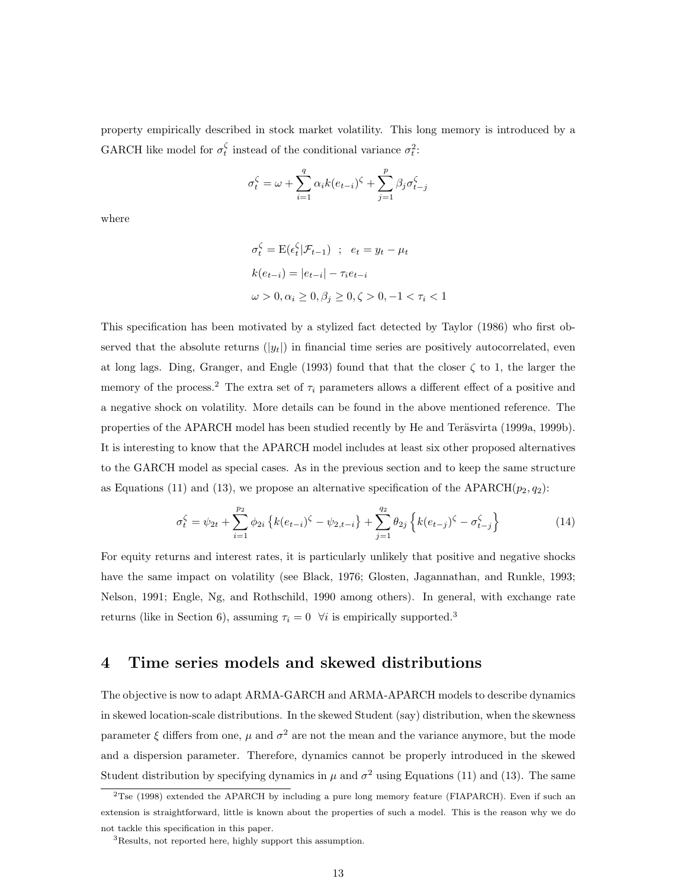property empirically described in stock market volatility. This long memory is introduced by a GARCH like model for $\sigma_t^\zeta$ instead of the conditional variance $\sigma_t^2$:

$$\sigma_t^\zeta = \omega + \sum_{i=1}^{q} \alpha_i k(e_{t-i})^\zeta + \sum_{j=1}^{p} \beta_j \sigma_{t-j}^\zeta$$

where

$$\sigma_t^\zeta = \mathrm{E}(\epsilon_t^\zeta | \mathcal{F}_{t-1}) \ \ ; \ \ e_t = y_t - \mu_t$$

$$k(e_{t-i}) = |e_{t-i}| - \tau_i e_{t-i}$$

$$\omega > 0, \alpha_i \geq 0, \beta_j \geq 0, \zeta > 0, -1 < \tau_i < 1$$

This specification has been motivated by a stylized fact detected by Taylor (1986) who first observed that the absolute returns ($|y_t|$) in financial time series are positively autocorrelated, even at long lags. Ding, Granger, and Engle (1993) found that that the closer $\zeta$ to 1, the larger the memory of the process.[2] The extra set of $\tau_i$ parameters allows a different effect of a positive and a negative shock on volatility. More details can be found in the above mentioned reference. The properties of the APARCH model has been studied recently by He and Teräsvirta (1999a, 1999b). It is interesting to know that the APARCH model includes at least six other proposed alternatives to the GARCH model as special cases. As in the previous section and to keep the same structure as Equations (11) and (13), we propose an alternative specification of the APARCH($p_2, q_2$):

$$\sigma_t^\zeta = \psi_{2t} + \sum_{i=1}^{p_2} \phi_{2i} \left\{ k(e_{t-i})^\zeta - \psi_{2,t-i} \right\} + \sum_{j=1}^{q_2} \theta_{2j} \left\{ k(e_{t-j})^\zeta - \sigma_{t-j}^\zeta \right\} \tag{14}$$

For equity returns and interest rates, it is particularly unlikely that positive and negative shocks have the same impact on volatility (see Black, 1976; Glosten, Jagannathan, and Runkle, 1993; Nelson, 1991; Engle, Ng, and Rothschild, 1990 among others). In general, with exchange rate returns (like in Section 6), assuming $\tau_i = 0 \ \ \forall i$ is empirically supported.[3]

# 4 Time series models and skewed distributions

The objective is now to adapt ARMA-GARCH and ARMA-APARCH models to describe dynamics in skewed location-scale distributions. In the skewed Student (say) distribution, when the skewness parameter $\xi$ differs from one, $\mu$ and $\sigma^2$ are not the mean and the variance anymore, but the mode and a dispersion parameter. Therefore, dynamics cannot be properly introduced in the skewed Student distribution by specifying dynamics in $\mu$ and $\sigma^2$ using Equations (11) and (13). The same

[2] Tse (1998) extended the APARCH by including a pure long memory feature (FIAPARCH). Even if such an extension is straightforward, little is known about the properties of such a model. This is the reason why we do not tackle this specification in this paper.

[3] Results, not reported here, highly support this assumption.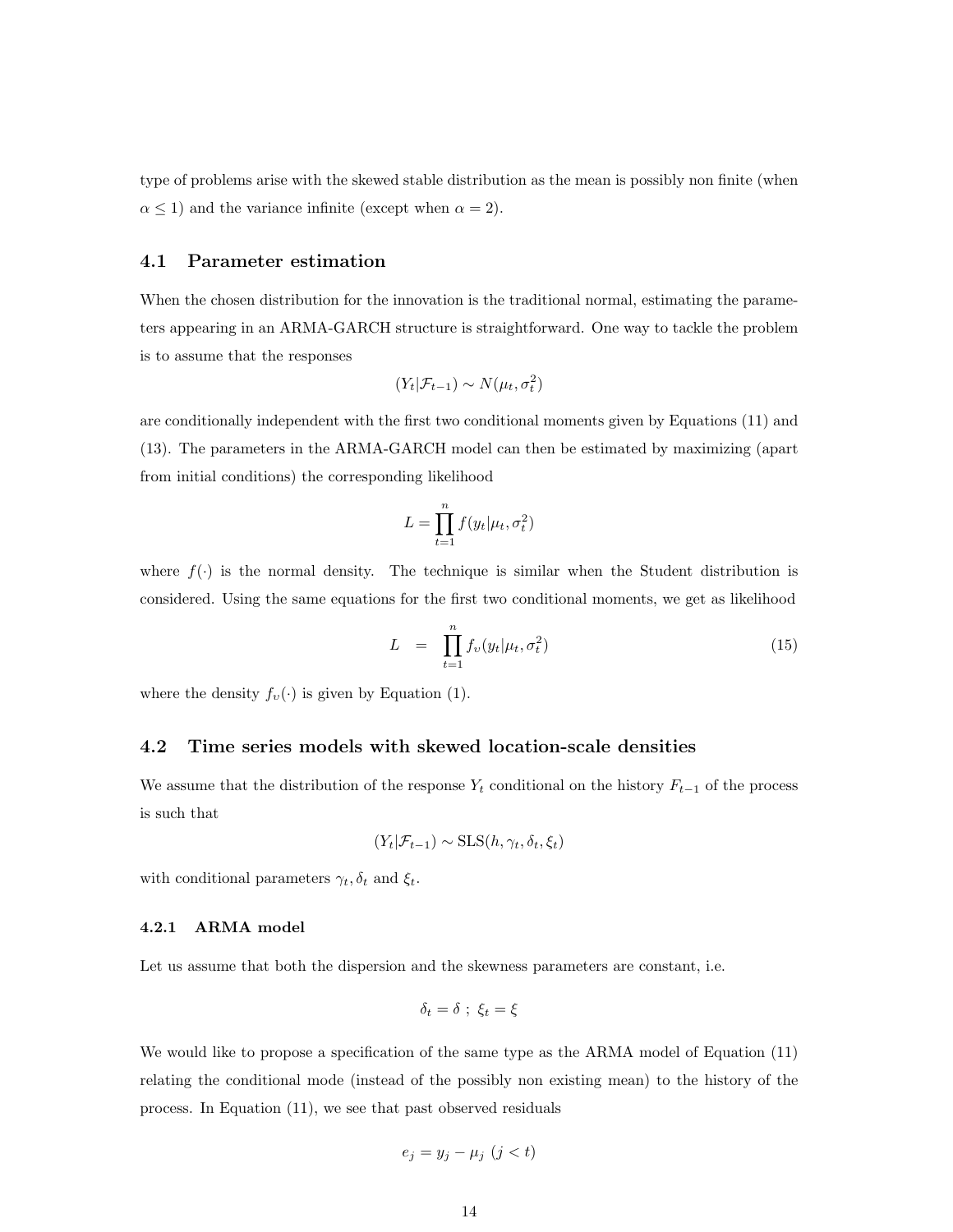type of problems arise with the skewed stable distribution as the mean is possibly non finite (when $\alpha \leq 1$) and the variance infinite (except when $\alpha = 2$).

### 4.1 Parameter estimation

When the chosen distribution for the innovation is the traditional normal, estimating the parameters appearing in an ARMA-GARCH structure is straightforward. One way to tackle the problem is to assume that the responses

$$(Y_t|\mathcal{F}_{t-1}) \sim N(\mu_t, \sigma_t^2)$$

are conditionally independent with the first two conditional moments given by Equations (11) and (13). The parameters in the ARMA-GARCH model can then be estimated by maximizing (apart from initial conditions) the corresponding likelihood

$$L = \prod_{t=1}^{n} f(y_t|\mu_t, \sigma_t^2)$$

where $f(\cdot)$ is the normal density. The technique is similar when the Student distribution is considered. Using the same equations for the first two conditional moments, we get as likelihood

$$L = \prod_{t=1}^{n} f_\upsilon(y_t|\mu_t, \sigma_t^2) \tag{15}$$

where the density $f_\upsilon(\cdot)$ is given by Equation (1).

### 4.2 Time series models with skewed location-scale densities

We assume that the distribution of the response $Y_t$ conditional on the history $F_{t-1}$ of the process is such that

$$(Y_t|\mathcal{F}_{t-1}) \sim \text{SLS}(h, \gamma_t, \delta_t, \xi_t)$$

with conditional parameters $\gamma_t, \delta_t$ and $\xi_t$.

#### 4.2.1 ARMA model

Let us assume that both the dispersion and the skewness parameters are constant, i.e.

$$\delta_t = \delta \ ; \ \xi_t = \xi$$

We would like to propose a specification of the same type as the ARMA model of Equation (11) relating the conditional mode (instead of the possibly non existing mean) to the history of the process. In Equation (11), we see that past observed residuals

$$e_j = y_j - \mu_j \ (j < t)$$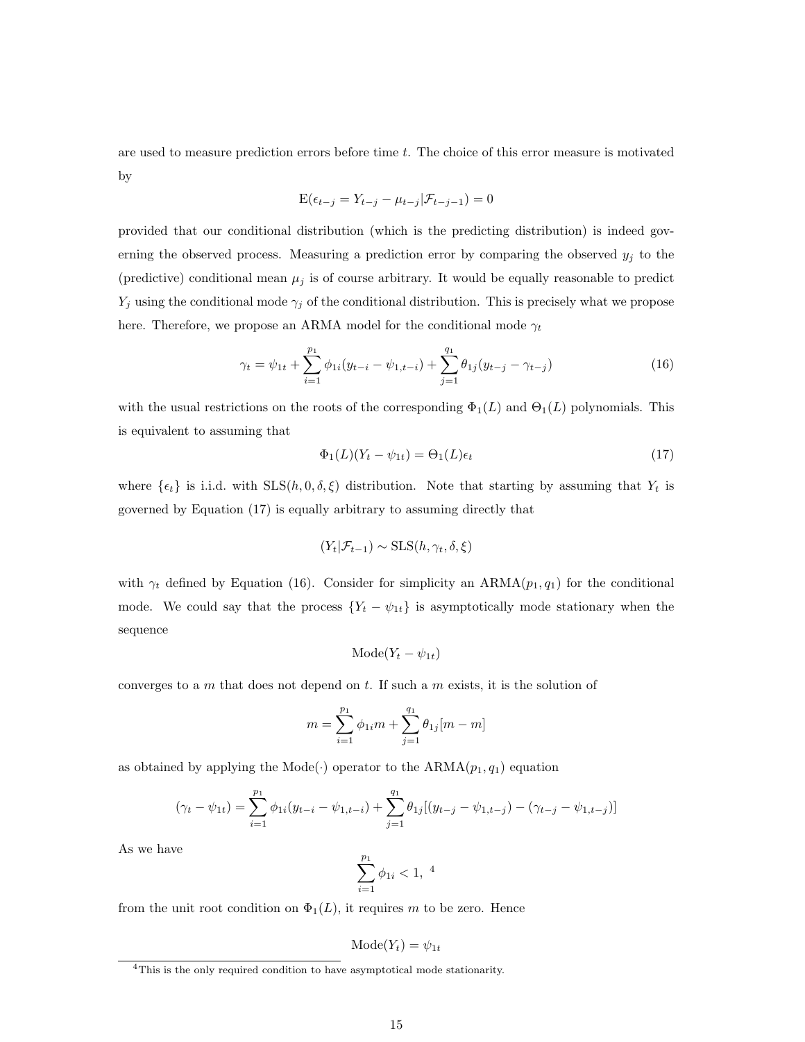are used to measure prediction errors before time $t$. The choice of this error measure is motivated by

$$\mathrm{E}(\epsilon_{t-j} = Y_{t-j} - \mu_{t-j} | \mathcal{F}_{t-j-1}) = 0$$

provided that our conditional distribution (which is the predicting distribution) is indeed governing the observed process. Measuring a prediction error by comparing the observed $y_j$ to the (predictive) conditional mean $\mu_j$ is of course arbitrary. It would be equally reasonable to predict $Y_j$ using the conditional mode $\gamma_j$ of the conditional distribution. This is precisely what we propose here. Therefore, we propose an ARMA model for the conditional mode $\gamma_t$

$$\gamma_t = \psi_{1t} + \sum_{i=1}^{p_1} \phi_{1i}(y_{t-i} - \psi_{1,t-i}) + \sum_{j=1}^{q_1} \theta_{1j}(y_{t-j} - \gamma_{t-j}) \tag{16}$$

with the usual restrictions on the roots of the corresponding $\Phi_1(L)$ and $\Theta_1(L)$ polynomials. This is equivalent to assuming that

$$\Phi_1(L)(Y_t - \psi_{1t}) = \Theta_1(L)\epsilon_t \tag{17}$$

where $\{\epsilon_t\}$ is i.i.d. with $\mathrm{SLS}(h, 0, \delta, \xi)$ distribution. Note that starting by assuming that $Y_t$ is governed by Equation (17) is equally arbitrary to assuming directly that

$$(Y_t | \mathcal{F}_{t-1}) \sim \mathrm{SLS}(h, \gamma_t, \delta, \xi)$$

with $\gamma_t$ defined by Equation (16). Consider for simplicity an ARMA$(p_1, q_1)$ for the conditional mode. We could say that the process $\{Y_t - \psi_{1t}\}$ is asymptotically mode stationary when the sequence

$$\mathrm{Mode}(Y_t - \psi_{1t})$$

converges to a $m$ that does not depend on $t$. If such a $m$ exists, it is the solution of

$$m = \sum_{i=1}^{p_1} \phi_{1i} m + \sum_{j=1}^{q_1} \theta_{1j}[m - m]$$

as obtained by applying the Mode$(\cdot)$ operator to the ARMA$(p_1, q_1)$ equation

$$(\gamma_t - \psi_{1t}) = \sum_{i=1}^{p_1} \phi_{1i}(y_{t-i} - \psi_{1,t-i}) + \sum_{j=1}^{q_1} \theta_{1j}[(y_{t-j} - \psi_{1,t-j}) - (\gamma_{t-j} - \psi_{1,t-j})]$$

As we have

$$\sum_{i=1}^{p_1} \phi_{1i} < 1, \text{ [4]}$$

from the unit root condition on $\Phi_1(L)$, it requires $m$ to be zero. Hence

$$\mathrm{Mode}(Y_t) = \psi_{1t}$$

[4] This is the only required condition to have asymptotical mode stationarity.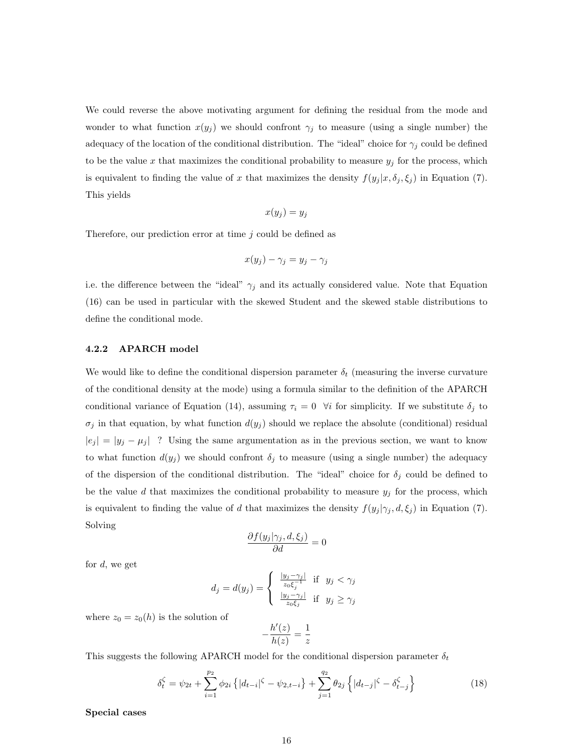We could reverse the above motivating argument for defining the residual from the mode and wonder to what function $x(y_j)$ we should confront $\gamma_j$ to measure (using a single number) the adequacy of the location of the conditional distribution. The "ideal" choice for $\gamma_j$ could be defined to be the value $x$ that maximizes the conditional probability to measure $y_j$ for the process, which is equivalent to finding the value of $x$ that maximizes the density $f(y_j|x, \delta_j, \xi_j)$ in Equation (7). This yields

$$x(y_j) = y_j$$

Therefore, our prediction error at time $j$ could be defined as

$$x(y_j) - \gamma_j = y_j - \gamma_j$$

i.e. the difference between the "ideal" $\gamma_j$ and its actually considered value. Note that Equation (16) can be used in particular with the skewed Student and the skewed stable distributions to define the conditional mode.

#### 4.2.2 APARCH model

We would like to define the conditional dispersion parameter $\delta_t$ (measuring the inverse curvature of the conditional density at the mode) using a formula similar to the definition of the APARCH conditional variance of Equation (14), assuming $\tau_i = 0 \;\; \forall i$ for simplicity. If we substitute $\delta_j$ to $\sigma_j$ in that equation, by what function $d(y_j)$ should we replace the absolute (conditional) residual $|e_j| = |y_j - \mu_j|$ ? Using the same argumentation as in the previous section, we want to know to what function $d(y_j)$ we should confront $\delta_j$ to measure (using a single number) the adequacy of the dispersion of the conditional distribution. The "ideal" choice for $\delta_j$ could be defined to be the value $d$ that maximizes the conditional probability to measure $y_j$ for the process, which is equivalent to finding the value of $d$ that maximizes the density $f(y_j|\gamma_j, d, \xi_j)$ in Equation (7). Solving

$$\frac{\partial f(y_j|\gamma_j, d, \xi_j)}{\partial d} = 0$$

for $d$, we get

$$d_j = d(y_j) = \begin{cases} \frac{|y_j - \gamma_j|}{z_0 \xi_j^{-1}} & \text{if} \quad y_j < \gamma_j \\ \frac{|y_j - \gamma_j|}{z_0 \xi_j} & \text{if} \quad y_j \geq \gamma_j \end{cases}$$

where $z_0 = z_0(h)$ is the solution of

$$-\frac{h'(z)}{h(z)} = \frac{1}{z}$$

This suggests the following APARCH model for the conditional dispersion parameter $\delta_t$

$$\delta_t^{\zeta} = \psi_{2t} + \sum_{i=1}^{p_2} \phi_{2i} \left\{ |d_{t-i}|^{\zeta} - \psi_{2,t-i} \right\} + \sum_{j=1}^{q_2} \theta_{2j} \left\{ |d_{t-j}|^{\zeta} - \delta_{t-j}^{\zeta} \right\} \tag{18}$$

**Special cases**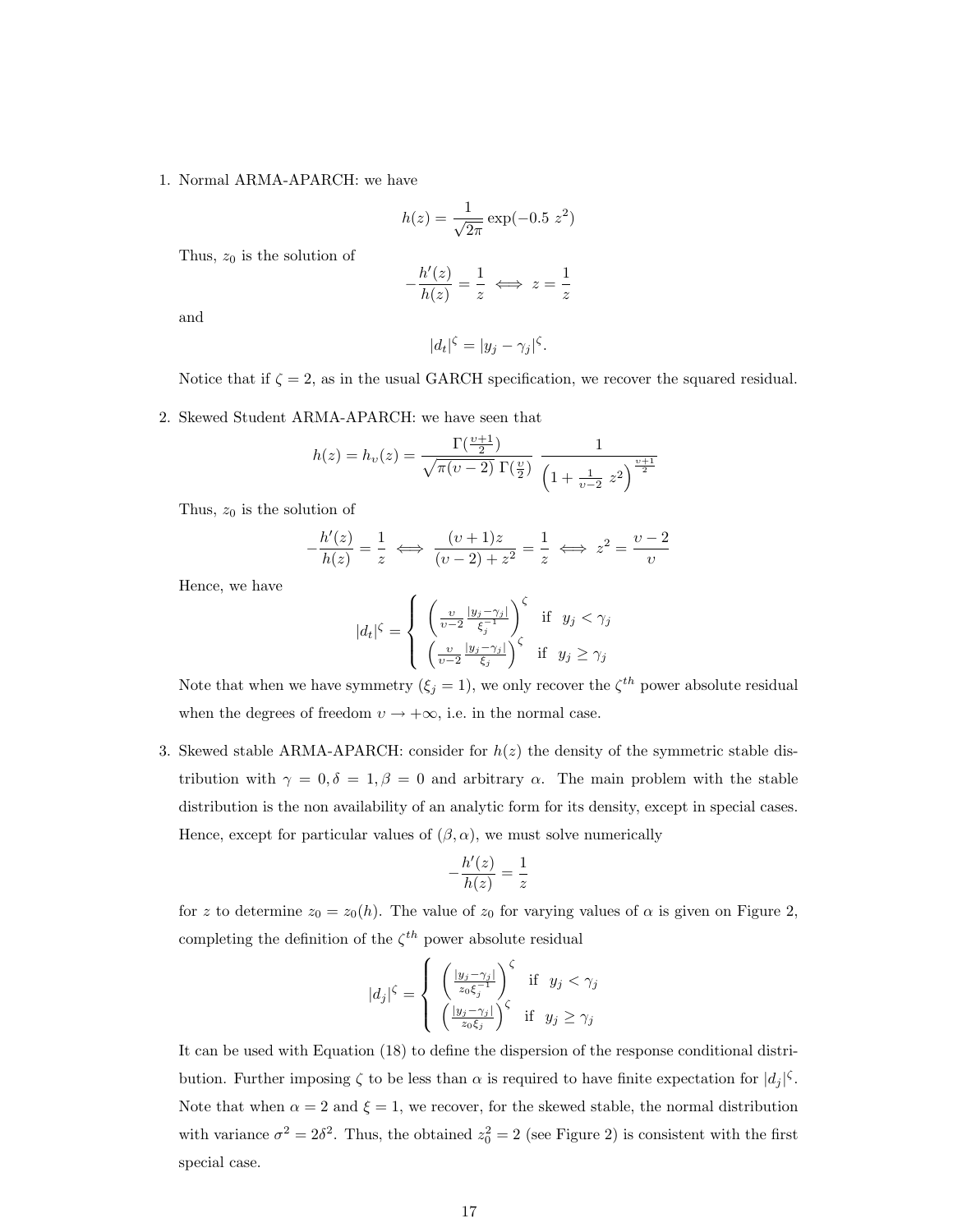1. Normal ARMA-APARCH: we have

$$h(z) = \frac{1}{\sqrt{2\pi}} \exp(-0.5\ z^2)$$

Thus, $z_0$ is the solution of

$$-\frac{h'(z)}{h(z)} = \frac{1}{z} \iff z = \frac{1}{z}$$

and

$$|d_t|^\zeta = |y_j - \gamma_j|^\zeta.$$

Notice that if $\zeta = 2$, as in the usual GARCH specification, we recover the squared residual.

2. Skewed Student ARMA-APARCH: we have seen that

$$h(z) = h_\upsilon(z) = \frac{\Gamma(\frac{\upsilon+1}{2})}{\sqrt{\pi(\upsilon-2)}\ \Gamma(\frac{\upsilon}{2})}\ \frac{1}{\left(1 + \frac{1}{\upsilon-2}\ z^2\right)^{\frac{\upsilon+1}{2}}}$$

Thus, $z_0$ is the solution of

$$-\frac{h'(z)}{h(z)} = \frac{1}{z} \iff \frac{(\upsilon+1)z}{(\upsilon-2)+z^2} = \frac{1}{z} \iff z^2 = \frac{\upsilon-2}{\upsilon}$$

Hence, we have

$$|d_t|^\zeta = \begin{cases} \left(\frac{\upsilon}{\upsilon-2}\frac{|y_j-\gamma_j|}{\xi_j^{-1}}\right)^\zeta & \text{if} \quad y_j < \gamma_j \\ \left(\frac{\upsilon}{\upsilon-2}\frac{|y_j-\gamma_j|}{\xi_j}\right)^\zeta & \text{if} \quad y_j \geq \gamma_j \end{cases}$$

Note that when we have symmetry ($\xi_j = 1$), we only recover the $\zeta^{th}$ power absolute residual when the degrees of freedom $\upsilon \to +\infty$, i.e. in the normal case.

3. Skewed stable ARMA-APARCH: consider for $h(z)$ the density of the symmetric stable distribution with $\gamma = 0, \delta = 1, \beta = 0$ and arbitrary $\alpha$. The main problem with the stable distribution is the non availability of an analytic form for its density, except in special cases. Hence, except for particular values of $(\beta, \alpha)$, we must solve numerically

$$-\frac{h'(z)}{h(z)} = \frac{1}{z}$$

for $z$ to determine $z_0 = z_0(h)$. The value of $z_0$ for varying values of $\alpha$ is given on Figure 2, completing the definition of the $\zeta^{th}$ power absolute residual

$$|d_j|^\zeta = \begin{cases} \left(\frac{|y_j-\gamma_j|}{z_0\xi_j^{-1}}\right)^\zeta & \text{if} \quad y_j < \gamma_j \\ \left(\frac{|y_j-\gamma_j|}{z_0\xi_j}\right)^\zeta & \text{if} \quad y_j \geq \gamma_j \end{cases}$$

It can be used with Equation (18) to define the dispersion of the response conditional distribution. Further imposing $\zeta$ to be less than $\alpha$ is required to have finite expectation for $|d_j|^\zeta$. Note that when $\alpha = 2$ and $\xi = 1$, we recover, for the skewed stable, the normal distribution with variance $\sigma^2 = 2\delta^2$. Thus, the obtained $z_0^2 = 2$ (see Figure 2) is consistent with the first special case.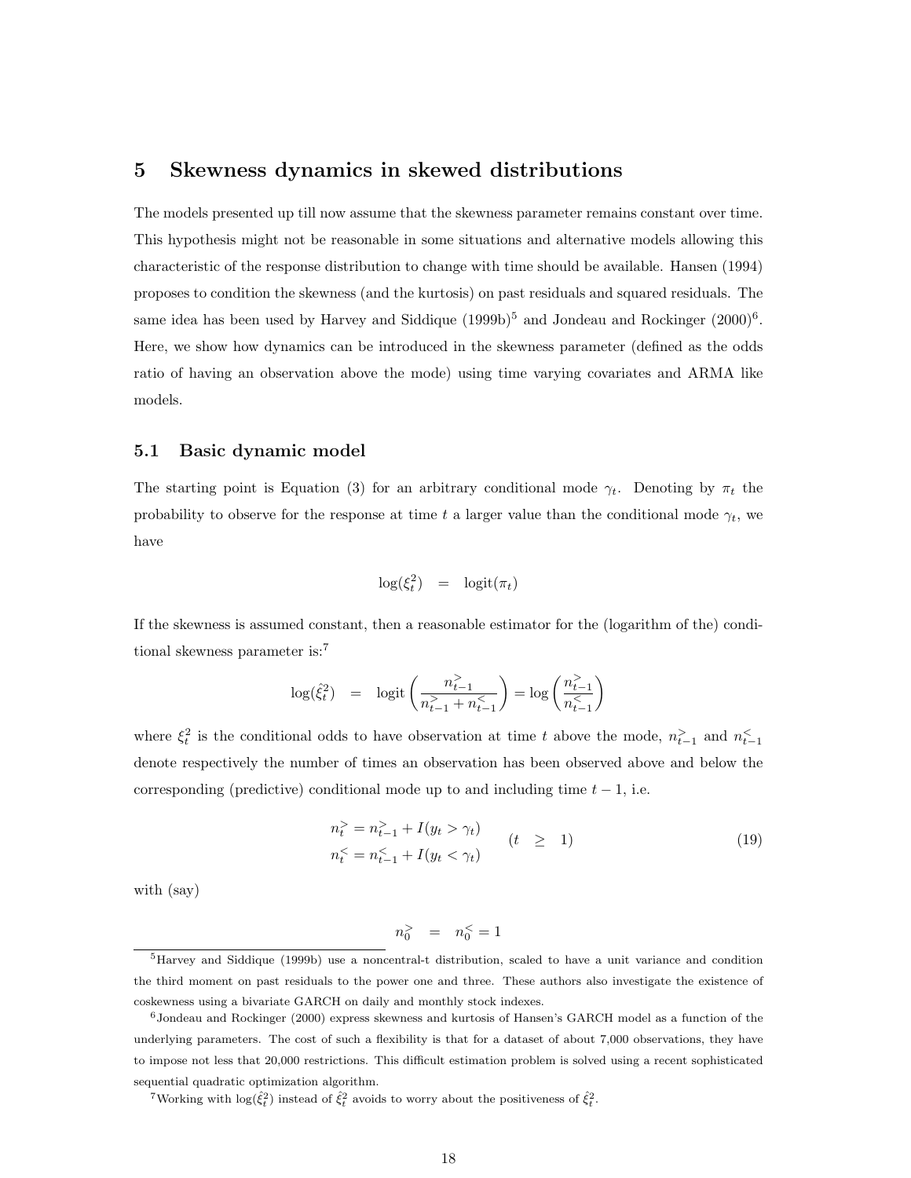## 5 Skewness dynamics in skewed distributions

The models presented up till now assume that the skewness parameter remains constant over time. This hypothesis might not be reasonable in some situations and alternative models allowing this characteristic of the response distribution to change with time should be available. Hansen (1994) proposes to condition the skewness (and the kurtosis) on past residuals and squared residuals. The same idea has been used by Harvey and Siddique (1999b)[5] and Jondeau and Rockinger (2000)[6]. Here, we show how dynamics can be introduced in the skewness parameter (defined as the odds ratio of having an observation above the mode) using time varying covariates and ARMA like models.

### 5.1 Basic dynamic model

The starting point is Equation (3) for an arbitrary conditional mode $\gamma_t$. Denoting by $\pi_t$ the probability to observe for the response at time $t$ a larger value than the conditional mode $\gamma_t$, we have

$$\log(\xi_t^2) \quad = \quad \text{logit}(\pi_t)$$

If the skewness is assumed constant, then a reasonable estimator for the (logarithm of the) conditional skewness parameter is:[7]

$$\log(\hat{\xi}_t^2) \quad = \quad \text{logit}\left(\frac{n_{t-1}^{>}}{n_{t-1}^{>} + n_{t-1}^{<}}\right) = \log\left(\frac{n_{t-1}^{>}}{n_{t-1}^{<}}\right)$$

where $\xi_t^2$ is the conditional odds to have observation at time $t$ above the mode, $n_{t-1}^{>}$ and $n_{t-1}^{<}$ denote respectively the number of times an observation has been observed above and below the corresponding (predictive) conditional mode up to and including time $t-1$, i.e.

$$\begin{aligned} n_t^{>} &= n_{t-1}^{>} + I(y_t > \gamma_t) \\ n_t^{<} &= n_{t-1}^{<} + I(y_t < \gamma_t) \end{aligned} \qquad (t \;\; \geq \;\; 1) \tag{19}$$

with (say)

$$n_0^{>} \quad = \quad n_0^{<} = 1$$

---

[5] Harvey and Siddique (1999b) use a noncentral-t distribution, scaled to have a unit variance and condition the third moment on past residuals to the power one and three. These authors also investigate the existence of coskewness using a bivariate GARCH on daily and monthly stock indexes.

[6] Jondeau and Rockinger (2000) express skewness and kurtosis of Hansen's GARCH model as a function of the underlying parameters. The cost of such a flexibility is that for a dataset of about 7,000 observations, they have to impose not less that 20,000 restrictions. This difficult estimation problem is solved using a recent sophisticated sequential quadratic optimization algorithm.

[7] Working with $\log(\hat{\xi}_t^2)$ instead of $\hat{\xi}_t^2$ avoids to worry about the positiveness of $\hat{\xi}_t^2$.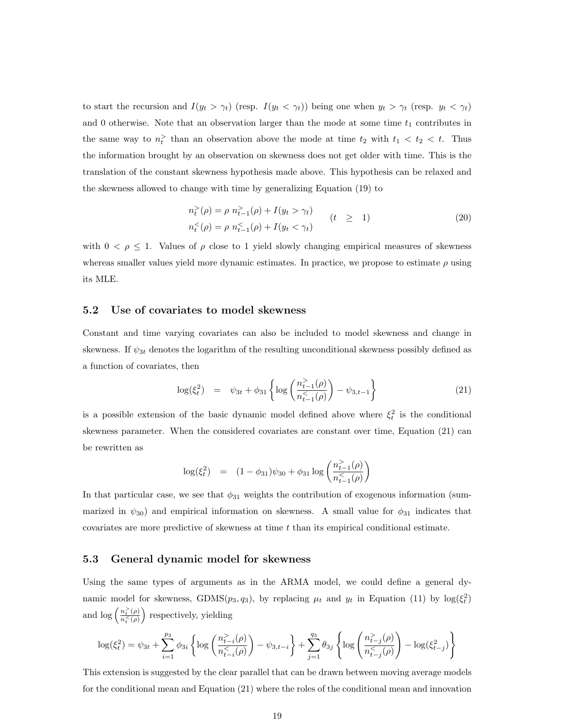to start the recursion and $I(y_t > \gamma_t)$ (resp. $I(y_t < \gamma_t)$) being one when $y_t > \gamma_t$ (resp. $y_t < \gamma_t$) and 0 otherwise. Note that an observation larger than the mode at some time $t_1$ contributes in the same way to $n_t^>$ than an observation above the mode at time $t_2$ with $t_1 < t_2 < t$. Thus the information brought by an observation on skewness does not get older with time. This is the translation of the constant skewness hypothesis made above. This hypothesis can be relaxed and the skewness allowed to change with time by generalizing Equation (19) to

$$
\begin{aligned}
n_t^>(\rho) &= \rho \; n_{t-1}^>(\rho) + I(y_t > \gamma_t) \\
n_t^<(\rho) &= \rho \; n_{t-1}^<(\rho) + I(y_t < \gamma_t)
\end{aligned}
\qquad (t \;\geq\; 1) \tag{20}
$$

with $0 < \rho \leq 1$. Values of $\rho$ close to 1 yield slowly changing empirical measures of skewness whereas smaller values yield more dynamic estimates. In practice, we propose to estimate $\rho$ using its MLE.

## 5.2 Use of covariates to model skewness

Constant and time varying covariates can also be included to model skewness and change in skewness. If $\psi_{3t}$ denotes the logarithm of the resulting unconditional skewness possibly defined as a function of covariates, then

$$
\log(\xi_t^2) \quad = \quad \psi_{3t} + \phi_{31} \left\{ \log\left(\frac{n_{t-1}^>(\rho)}{n_{t-1}^<(\rho)}\right) - \psi_{3,t-1} \right\} \tag{21}
$$

is a possible extension of the basic dynamic model defined above where $\xi_t^2$ is the conditional skewness parameter. When the considered covariates are constant over time, Equation (21) can be rewritten as

$$
\log(\xi_t^2) \quad = \quad (1 - \phi_{31})\psi_{30} + \phi_{31} \log\left(\frac{n_{t-1}^>(\rho)}{n_{t-1}^<(\rho)}\right)
$$

In that particular case, we see that $\phi_{31}$ weights the contribution of exogenous information (summarized in $\psi_{30}$) and empirical information on skewness. A small value for $\phi_{31}$ indicates that covariates are more predictive of skewness at time $t$ than its empirical conditional estimate.

## 5.3 General dynamic model for skewness

Using the same types of arguments as in the ARMA model, we could define a general dynamic model for skewness, GDMS$(p_3, q_3)$, by replacing $\mu_t$ and $y_t$ in Equation (11) by $\log(\xi_t^2)$ and $\log\left(\frac{n_t^>(\rho)}{n_t^<(\rho)}\right)$ respectively, yielding

$$
\log(\xi_t^2) = \psi_{3t} + \sum_{i=1}^{p_3} \phi_{3i} \left\{ \log\left(\frac{n_{t-i}^>(\rho)}{n_{t-i}^<(\rho)}\right) - \psi_{3,t-i} \right\} + \sum_{j=1}^{q_3} \theta_{3j} \left\{ \log\left(\frac{n_{t-j}^>(\rho)}{n_{t-j}^<(\rho)}\right) - \log(\xi_{t-j}^2) \right\}
$$

This extension is suggested by the clear parallel that can be drawn between moving average models for the conditional mean and Equation (21) where the roles of the conditional mean and innovation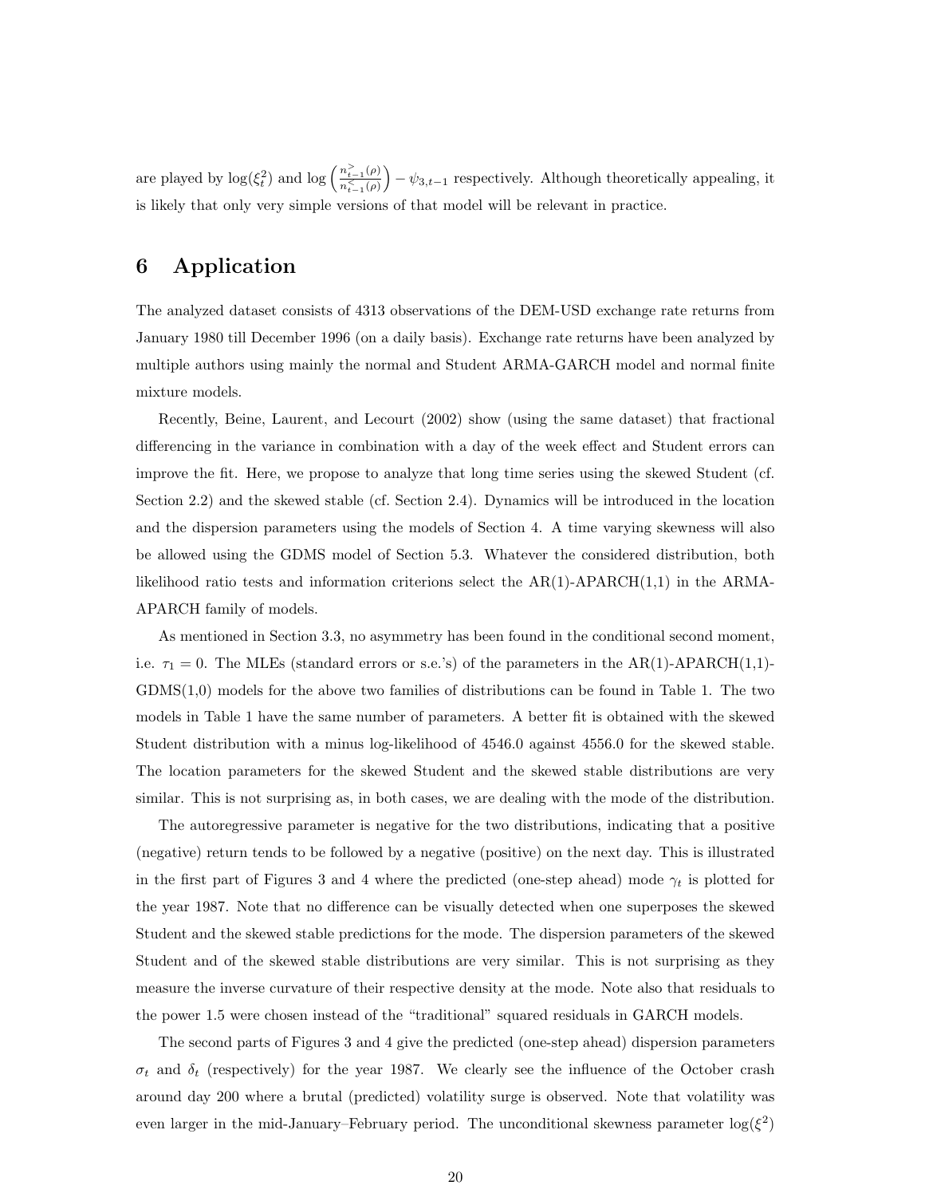are played by $\log(\xi_t^2)$ and $\log\left(\frac{n^{>}_{t-1}(\rho)}{n^{<}_{t-1}(\rho)}\right) - \psi_{3,t-1}$ respectively. Although theoretically appealing, it is likely that only very simple versions of that model will be relevant in practice.

# 6 Application

The analyzed dataset consists of 4313 observations of the DEM-USD exchange rate returns from January 1980 till December 1996 (on a daily basis). Exchange rate returns have been analyzed by multiple authors using mainly the normal and Student ARMA-GARCH model and normal finite mixture models.

Recently, Beine, Laurent, and Lecourt (2002) show (using the same dataset) that fractional differencing in the variance in combination with a day of the week effect and Student errors can improve the fit. Here, we propose to analyze that long time series using the skewed Student (cf. Section 2.2) and the skewed stable (cf. Section 2.4). Dynamics will be introduced in the location and the dispersion parameters using the models of Section 4. A time varying skewness will also be allowed using the GDMS model of Section 5.3. Whatever the considered distribution, both likelihood ratio tests and information criterions select the AR(1)-APARCH(1,1) in the ARMA-APARCH family of models.

As mentioned in Section 3.3, no asymmetry has been found in the conditional second moment, i.e. $\tau_1 = 0$. The MLEs (standard errors or s.e.'s) of the parameters in the AR(1)-APARCH(1,1)-GDMS(1,0) models for the above two families of distributions can be found in Table 1. The two models in Table 1 have the same number of parameters. A better fit is obtained with the skewed Student distribution with a minus log-likelihood of 4546.0 against 4556.0 for the skewed stable. The location parameters for the skewed Student and the skewed stable distributions are very similar. This is not surprising as, in both cases, we are dealing with the mode of the distribution.

The autoregressive parameter is negative for the two distributions, indicating that a positive (negative) return tends to be followed by a negative (positive) on the next day. This is illustrated in the first part of Figures 3 and 4 where the predicted (one-step ahead) mode $\gamma_t$ is plotted for the year 1987. Note that no difference can be visually detected when one superposes the skewed Student and the skewed stable predictions for the mode. The dispersion parameters of the skewed Student and of the skewed stable distributions are very similar. This is not surprising as they measure the inverse curvature of their respective density at the mode. Note also that residuals to the power 1.5 were chosen instead of the "traditional" squared residuals in GARCH models.

The second parts of Figures 3 and 4 give the predicted (one-step ahead) dispersion parameters $\sigma_t$ and $\delta_t$ (respectively) for the year 1987. We clearly see the influence of the October crash around day 200 where a brutal (predicted) volatility surge is observed. Note that volatility was even larger in the mid-January–February period. The unconditional skewness parameter $\log(\xi^2)$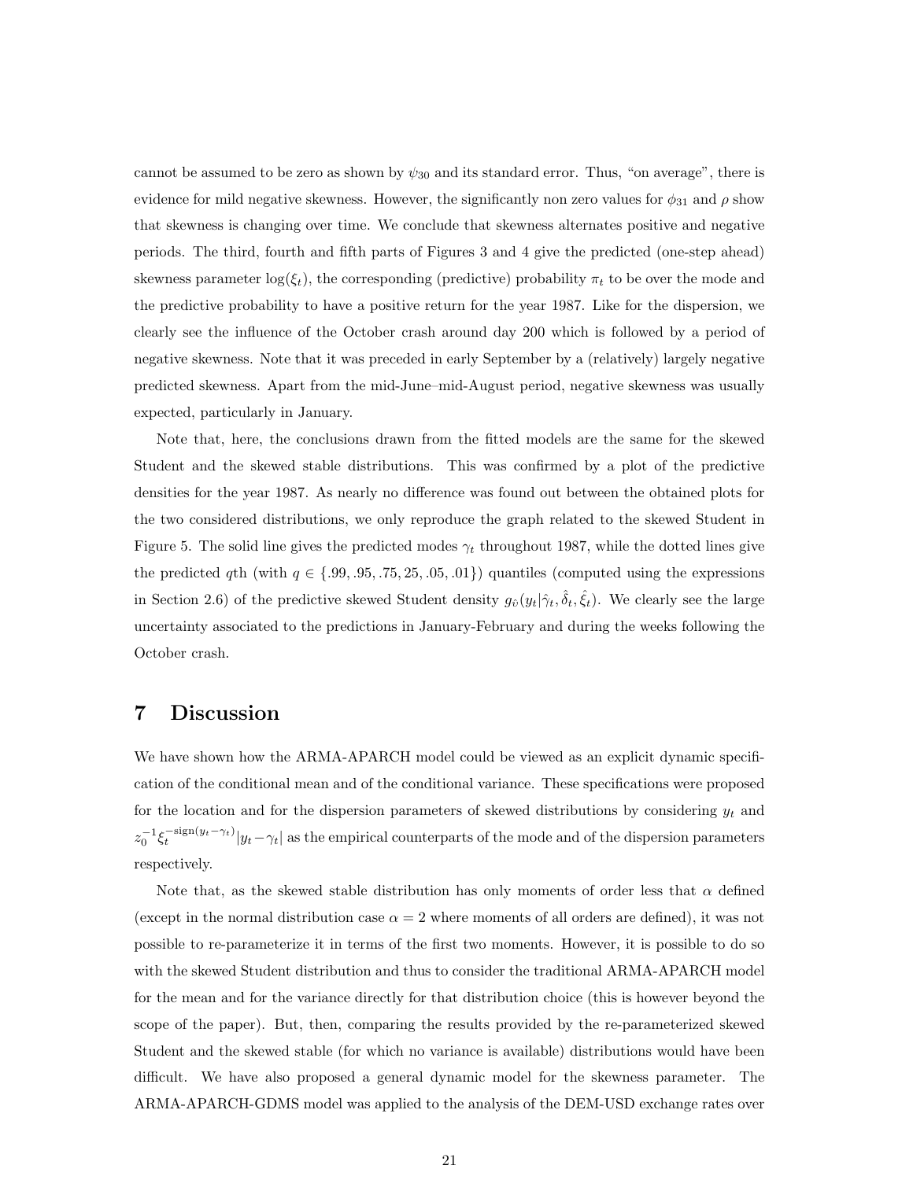cannot be assumed to be zero as shown by $\psi_{30}$ and its standard error. Thus, "on average", there is evidence for mild negative skewness. However, the significantly non zero values for $\phi_{31}$ and $\rho$ show that skewness is changing over time. We conclude that skewness alternates positive and negative periods. The third, fourth and fifth parts of Figures 3 and 4 give the predicted (one-step ahead) skewness parameter $\log(\xi_t)$, the corresponding (predictive) probability $\pi_t$ to be over the mode and the predictive probability to have a positive return for the year 1987. Like for the dispersion, we clearly see the influence of the October crash around day 200 which is followed by a period of negative skewness. Note that it was preceded in early September by a (relatively) largely negative predicted skewness. Apart from the mid-June–mid-August period, negative skewness was usually expected, particularly in January.

Note that, here, the conclusions drawn from the fitted models are the same for the skewed Student and the skewed stable distributions. This was confirmed by a plot of the predictive densities for the year 1987. As nearly no difference was found out between the obtained plots for the two considered distributions, we only reproduce the graph related to the skewed Student in Figure 5. The solid line gives the predicted modes $\gamma_t$ throughout 1987, while the dotted lines give the predicted $q$th (with $q \in \{.99, .95, .75, 25, .05, .01\}$) quantiles (computed using the expressions in Section 2.6) of the predictive skewed Student density $g_{\hat{\nu}}(y_t|\hat{\gamma}_t, \hat{\delta}_t, \hat{\xi}_t)$. We clearly see the large uncertainty associated to the predictions in January-February and during the weeks following the October crash.

# 7 Discussion

We have shown how the ARMA-APARCH model could be viewed as an explicit dynamic specification of the conditional mean and of the conditional variance. These specifications were proposed for the location and for the dispersion parameters of skewed distributions by considering $y_t$ and $z_0^{-1}\xi_t^{-\text{sign}(y_t-\gamma_t)}|y_t-\gamma_t|$ as the empirical counterparts of the mode and of the dispersion parameters respectively.

Note that, as the skewed stable distribution has only moments of order less that $\alpha$ defined (except in the normal distribution case $\alpha = 2$ where moments of all orders are defined), it was not possible to re-parameterize it in terms of the first two moments. However, it is possible to do so with the skewed Student distribution and thus to consider the traditional ARMA-APARCH model for the mean and for the variance directly for that distribution choice (this is however beyond the scope of the paper). But, then, comparing the results provided by the re-parameterized skewed Student and the skewed stable (for which no variance is available) distributions would have been difficult. We have also proposed a general dynamic model for the skewness parameter. The ARMA-APARCH-GDMS model was applied to the analysis of the DEM-USD exchange rates over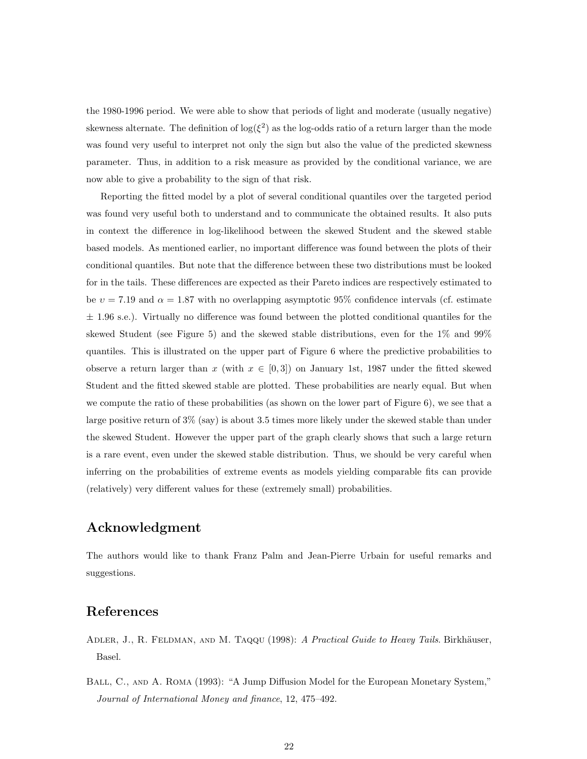the 1980-1996 period. We were able to show that periods of light and moderate (usually negative) skewness alternate. The definition of $\log(\xi^2)$ as the log-odds ratio of a return larger than the mode was found very useful to interpret not only the sign but also the value of the predicted skewness parameter. Thus, in addition to a risk measure as provided by the conditional variance, we are now able to give a probability to the sign of that risk.

Reporting the fitted model by a plot of several conditional quantiles over the targeted period was found very useful both to understand and to communicate the obtained results. It also puts in context the difference in log-likelihood between the skewed Student and the skewed stable based models. As mentioned earlier, no important difference was found between the plots of their conditional quantiles. But note that the difference between these two distributions must be looked for in the tails. These differences are expected as their Pareto indices are respectively estimated to be $\upsilon = 7.19$ and $\alpha = 1.87$ with no overlapping asymptotic 95% confidence intervals (cf. estimate $\pm$ 1.96 s.e.). Virtually no difference was found between the plotted conditional quantiles for the skewed Student (see Figure 5) and the skewed stable distributions, even for the 1% and 99% quantiles. This is illustrated on the upper part of Figure 6 where the predictive probabilities to observe a return larger than $x$ (with $x \in [0, 3]$) on January 1st, 1987 under the fitted skewed Student and the fitted skewed stable are plotted. These probabilities are nearly equal. But when we compute the ratio of these probabilities (as shown on the lower part of Figure 6), we see that a large positive return of 3% (say) is about 3.5 times more likely under the skewed stable than under the skewed Student. However the upper part of the graph clearly shows that such a large return is a rare event, even under the skewed stable distribution. Thus, we should be very careful when inferring on the probabilities of extreme events as models yielding comparable fits can provide (relatively) very different values for these (extremely small) probabilities.

## Acknowledgment

The authors would like to thank Franz Palm and Jean-Pierre Urbain for useful remarks and suggestions.

## References

Adler, J., R. Feldman, and M. Taqqu (1998): *A Practical Guide to Heavy Tails*. Birkhäuser, Basel.

Ball, C., and A. Roma (1993): "A Jump Diffusion Model for the European Monetary System," *Journal of International Money and finance*, 12, 475–492.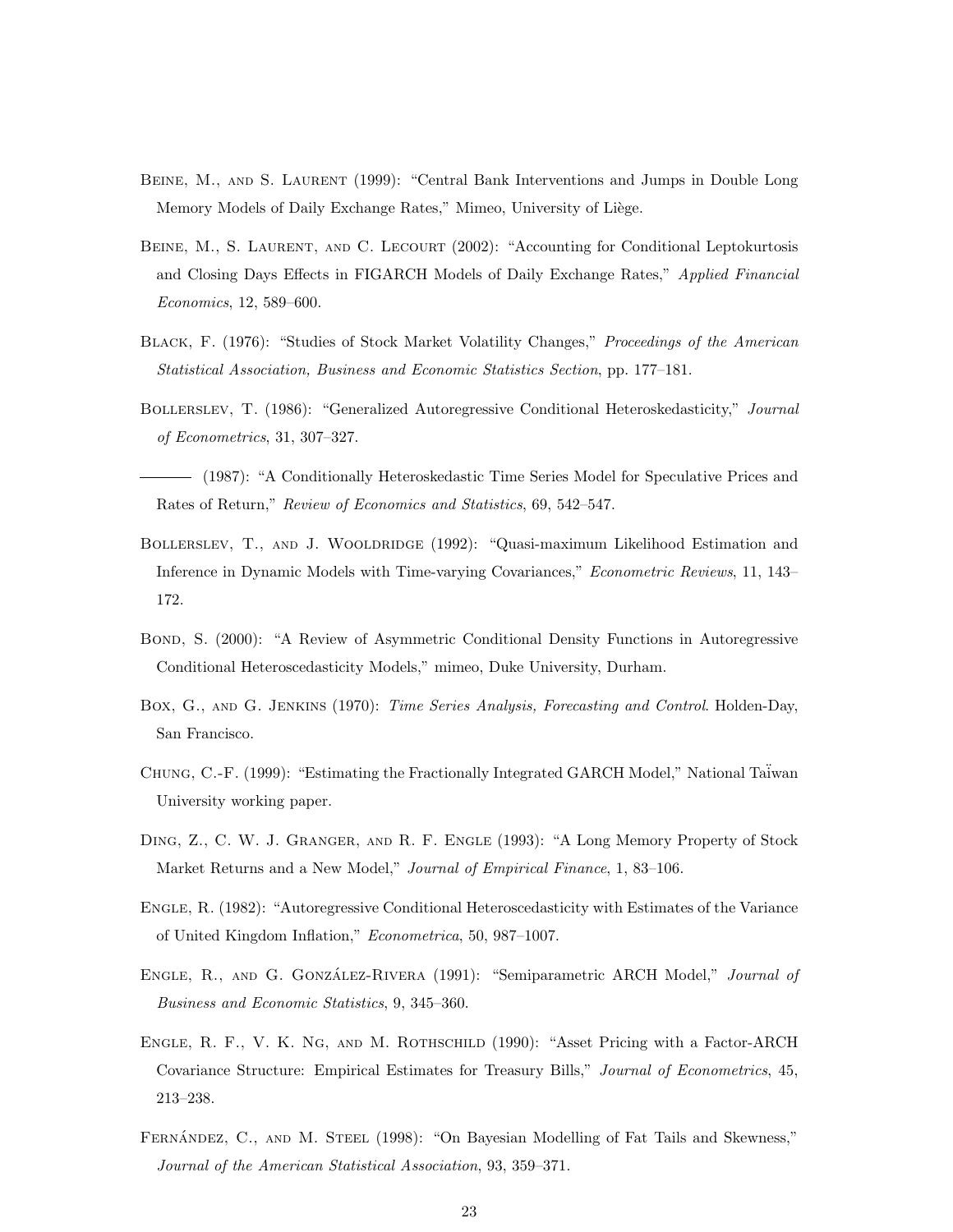Beine, M., and S. Laurent (1999): "Central Bank Interventions and Jumps in Double Long Memory Models of Daily Exchange Rates," Mimeo, University of Liège.

Beine, M., S. Laurent, and C. Lecourt (2002): "Accounting for Conditional Leptokurtosis and Closing Days Effects in FIGARCH Models of Daily Exchange Rates," *Applied Financial Economics*, 12, 589–600.

Black, F. (1976): "Studies of Stock Market Volatility Changes," *Proceedings of the American Statistical Association, Business and Economic Statistics Section*, pp. 177–181.

Bollerslev, T. (1986): "Generalized Autoregressive Conditional Heteroskedasticity," *Journal of Econometrics*, 31, 307–327.

——— (1987): "A Conditionally Heteroskedastic Time Series Model for Speculative Prices and Rates of Return," *Review of Economics and Statistics*, 69, 542–547.

Bollerslev, T., and J. Wooldridge (1992): "Quasi-maximum Likelihood Estimation and Inference in Dynamic Models with Time-varying Covariances," *Econometric Reviews*, 11, 143–172.

Bond, S. (2000): "A Review of Asymmetric Conditional Density Functions in Autoregressive Conditional Heteroscedasticity Models," mimeo, Duke University, Durham.

Box, G., and G. Jenkins (1970): *Time Series Analysis, Forecasting and Control*. Holden-Day, San Francisco.

Chung, C.-F. (1999): "Estimating the Fractionally Integrated GARCH Model," National Taïwan University working paper.

Ding, Z., C. W. J. Granger, and R. F. Engle (1993): "A Long Memory Property of Stock Market Returns and a New Model," *Journal of Empirical Finance*, 1, 83–106.

Engle, R. (1982): "Autoregressive Conditional Heteroscedasticity with Estimates of the Variance of United Kingdom Inflation," *Econometrica*, 50, 987–1007.

Engle, R., and G. González-Rivera (1991): "Semiparametric ARCH Model," *Journal of Business and Economic Statistics*, 9, 345–360.

Engle, R. F., V. K. Ng, and M. Rothschild (1990): "Asset Pricing with a Factor-ARCH Covariance Structure: Empirical Estimates for Treasury Bills," *Journal of Econometrics*, 45, 213–238.

Fernández, C., and M. Steel (1998): "On Bayesian Modelling of Fat Tails and Skewness," *Journal of the American Statistical Association*, 93, 359–371.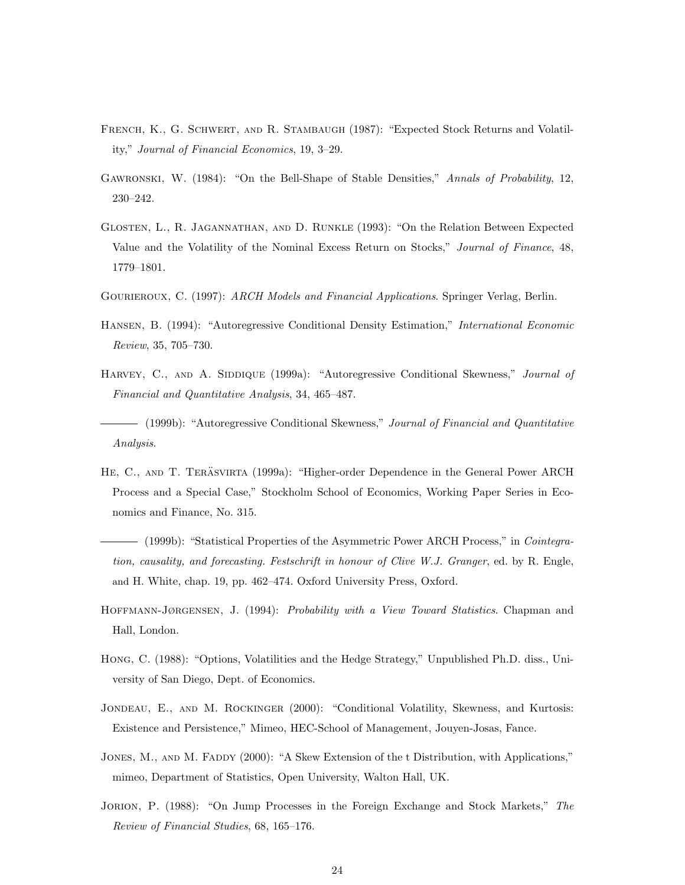French, K., G. Schwert, and R. Stambaugh (1987): "Expected Stock Returns and Volatility," *Journal of Financial Economics*, 19, 3–29.

Gawronski, W. (1984): "On the Bell-Shape of Stable Densities," *Annals of Probability*, 12, 230–242.

Glosten, L., R. Jagannathan, and D. Runkle (1993): "On the Relation Between Expected Value and the Volatility of the Nominal Excess Return on Stocks," *Journal of Finance*, 48, 1779–1801.

Gourieroux, C. (1997): *ARCH Models and Financial Applications*. Springer Verlag, Berlin.

Hansen, B. (1994): "Autoregressive Conditional Density Estimation," *International Economic Review*, 35, 705–730.

Harvey, C., and A. Siddique (1999a): "Autoregressive Conditional Skewness," *Journal of Financial and Quantitative Analysis*, 34, 465–487.

——— (1999b): "Autoregressive Conditional Skewness," *Journal of Financial and Quantitative Analysis*.

He, C., and T. Teräsvirta (1999a): "Higher-order Dependence in the General Power ARCH Process and a Special Case," Stockholm School of Economics, Working Paper Series in Economics and Finance, No. 315.

——— (1999b): "Statistical Properties of the Asymmetric Power ARCH Process," in *Cointegration, causality, and forecasting. Festschrift in honour of Clive W.J. Granger*, ed. by R. Engle, and H. White, chap. 19, pp. 462–474. Oxford University Press, Oxford.

Hoffmann-Jørgensen, J. (1994): *Probability with a View Toward Statistics*. Chapman and Hall, London.

Hong, C. (1988): "Options, Volatilities and the Hedge Strategy," Unpublished Ph.D. diss., University of San Diego, Dept. of Economics.

Jondeau, E., and M. Rockinger (2000): "Conditional Volatility, Skewness, and Kurtosis: Existence and Persistence," Mimeo, HEC-School of Management, Jouyen-Josas, Fance.

Jones, M., and M. Faddy (2000): "A Skew Extension of the t Distribution, with Applications," mimeo, Department of Statistics, Open University, Walton Hall, UK.

Jorion, P. (1988): "On Jump Processes in the Foreign Exchange and Stock Markets," *The Review of Financial Studies*, 68, 165–176.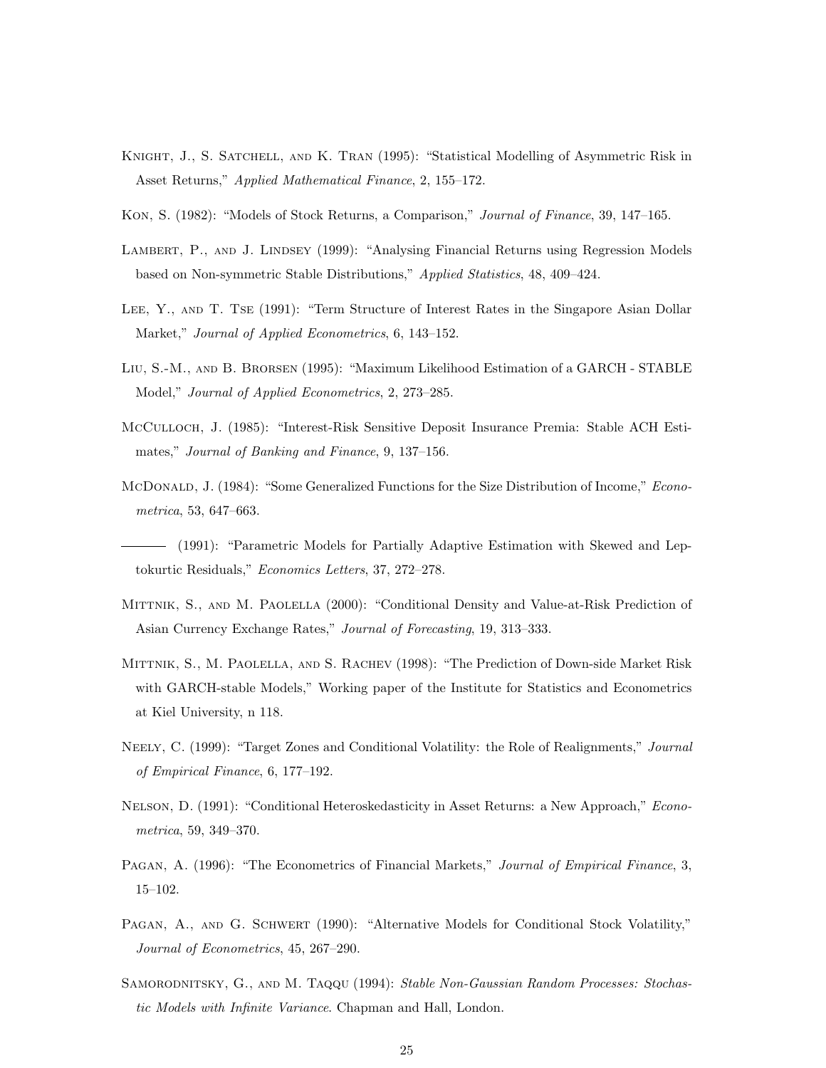Knight, J., S. Satchell, and K. Tran (1995): "Statistical Modelling of Asymmetric Risk in Asset Returns," *Applied Mathematical Finance*, 2, 155–172.

Kon, S. (1982): "Models of Stock Returns, a Comparison," *Journal of Finance*, 39, 147–165.

Lambert, P., and J. Lindsey (1999): "Analysing Financial Returns using Regression Models based on Non-symmetric Stable Distributions," *Applied Statistics*, 48, 409–424.

Lee, Y., and T. Tse (1991): "Term Structure of Interest Rates in the Singapore Asian Dollar Market," *Journal of Applied Econometrics*, 6, 143–152.

Liu, S.-M., and B. Brorsen (1995): "Maximum Likelihood Estimation of a GARCH - STABLE Model," *Journal of Applied Econometrics*, 2, 273–285.

McCulloch, J. (1985): "Interest-Risk Sensitive Deposit Insurance Premia: Stable ACH Estimates," *Journal of Banking and Finance*, 9, 137–156.

McDonald, J. (1984): "Some Generalized Functions for the Size Distribution of Income," *Econometrica*, 53, 647–663.

——— (1991): "Parametric Models for Partially Adaptive Estimation with Skewed and Leptokurtic Residuals," *Economics Letters*, 37, 272–278.

Mittnik, S., and M. Paolella (2000): "Conditional Density and Value-at-Risk Prediction of Asian Currency Exchange Rates," *Journal of Forecasting*, 19, 313–333.

Mittnik, S., M. Paolella, and S. Rachev (1998): "The Prediction of Down-side Market Risk with GARCH-stable Models," Working paper of the Institute for Statistics and Econometrics at Kiel University, n 118.

Neely, C. (1999): "Target Zones and Conditional Volatility: the Role of Realignments," *Journal of Empirical Finance*, 6, 177–192.

Nelson, D. (1991): "Conditional Heteroskedasticity in Asset Returns: a New Approach," *Econometrica*, 59, 349–370.

Pagan, A. (1996): "The Econometrics of Financial Markets," *Journal of Empirical Finance*, 3, 15–102.

Pagan, A., and G. Schwert (1990): "Alternative Models for Conditional Stock Volatility," *Journal of Econometrics*, 45, 267–290.

Samorodnitsky, G., and M. Taqqu (1994): *Stable Non-Gaussian Random Processes: Stochastic Models with Infinite Variance*. Chapman and Hall, London.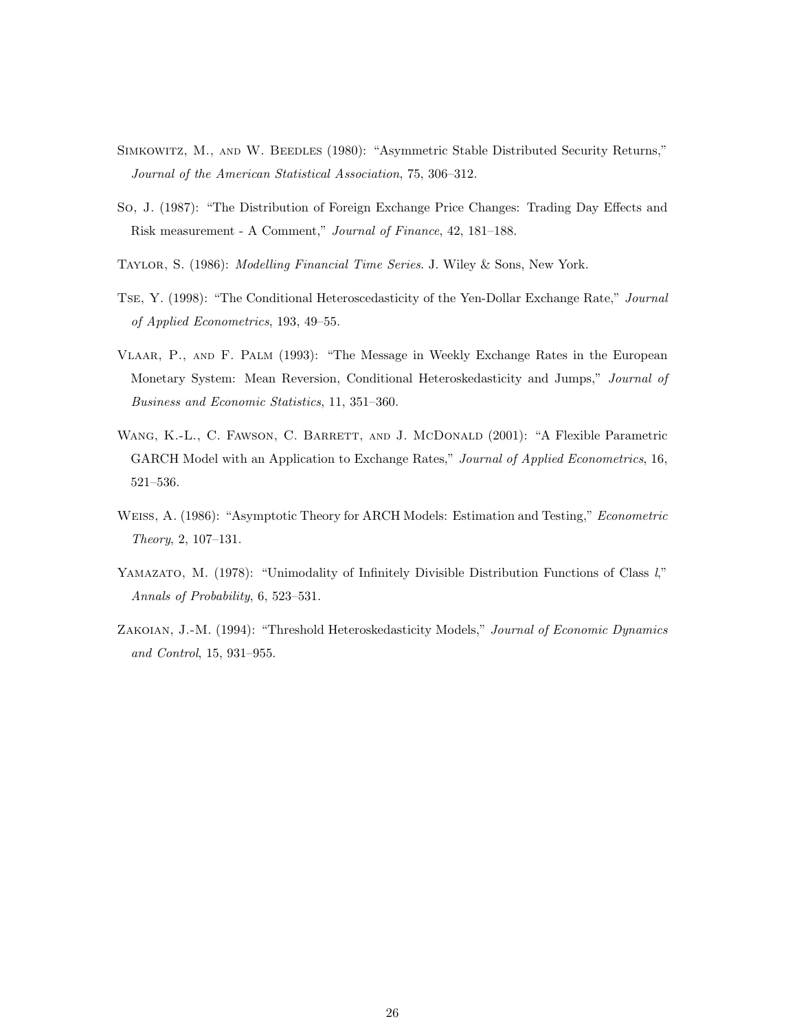Simkowitz, M., and W. Beedles (1980): "Asymmetric Stable Distributed Security Returns," *Journal of the American Statistical Association*, 75, 306–312.

So, J. (1987): "The Distribution of Foreign Exchange Price Changes: Trading Day Effects and Risk measurement - A Comment," *Journal of Finance*, 42, 181–188.

Taylor, S. (1986): *Modelling Financial Time Series*. J. Wiley & Sons, New York.

Tse, Y. (1998): "The Conditional Heteroscedasticity of the Yen-Dollar Exchange Rate," *Journal of Applied Econometrics*, 193, 49–55.

Vlaar, P., and F. Palm (1993): "The Message in Weekly Exchange Rates in the European Monetary System: Mean Reversion, Conditional Heteroskedasticity and Jumps," *Journal of Business and Economic Statistics*, 11, 351–360.

Wang, K.-L., C. Fawson, C. Barrett, and J. McDonald (2001): "A Flexible Parametric GARCH Model with an Application to Exchange Rates," *Journal of Applied Econometrics*, 16, 521–536.

Weiss, A. (1986): "Asymptotic Theory for ARCH Models: Estimation and Testing," *Econometric Theory*, 2, 107–131.

Yamazato, M. (1978): "Unimodality of Infinitely Divisible Distribution Functions of Class *l*," *Annals of Probability*, 6, 523–531.

Zakoian, J.-M. (1994): "Threshold Heteroskedasticity Models," *Journal of Economic Dynamics and Control*, 15, 931–955.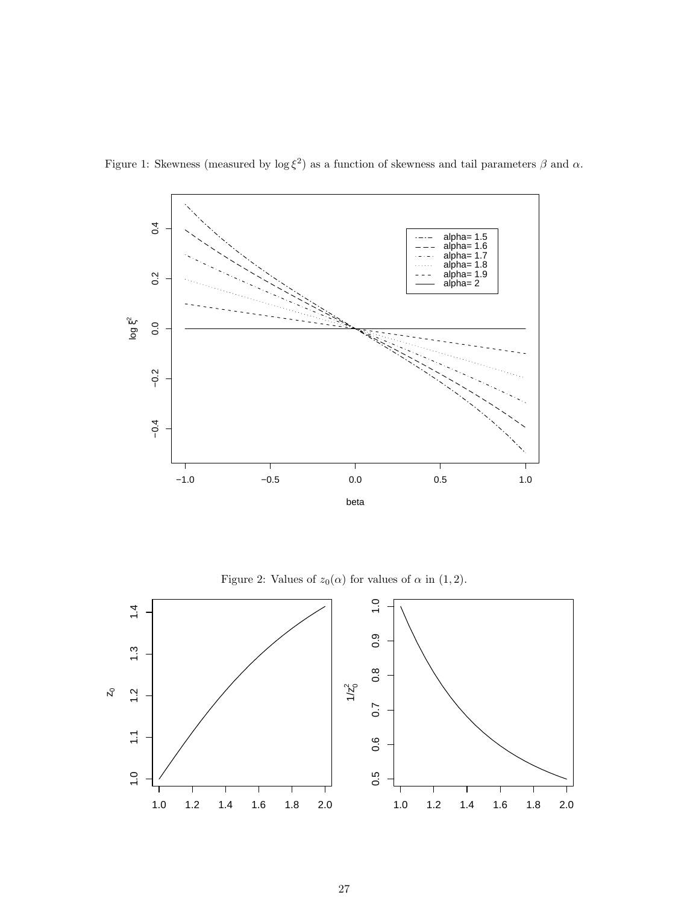Figure 1: Skewness (measured by $\log \xi^2$) as a function of skewness and tail parameters $\beta$ and $\alpha$.

Figure 2: Values of $z_0(\alpha)$ for values of $\alpha$ in $(1, 2)$.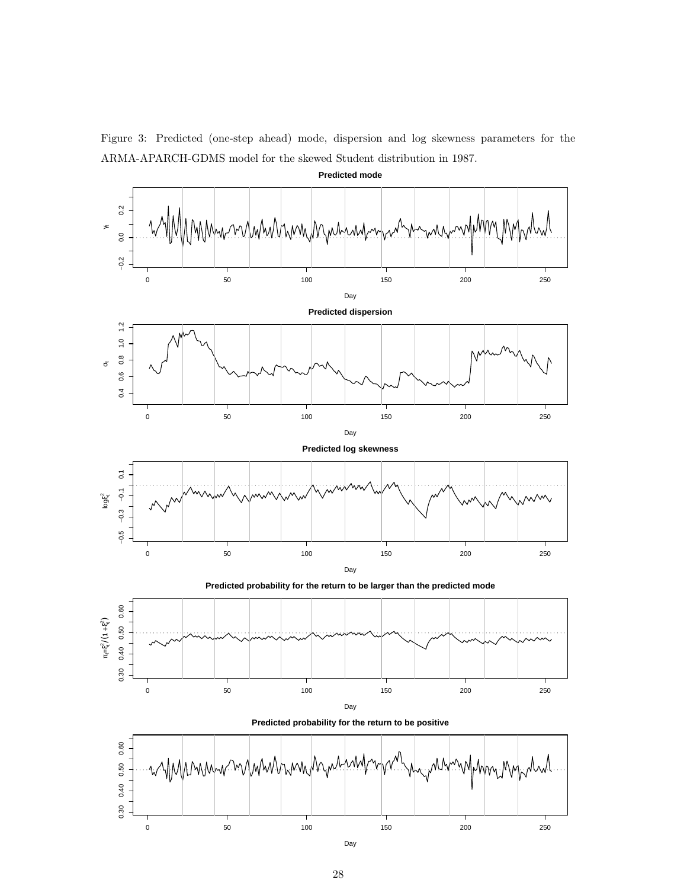Figure 3: Predicted (one-step ahead) mode, dispersion and log skewness parameters for the ARMA-APARCH-GDMS model for the skewed Student distribution in 1987.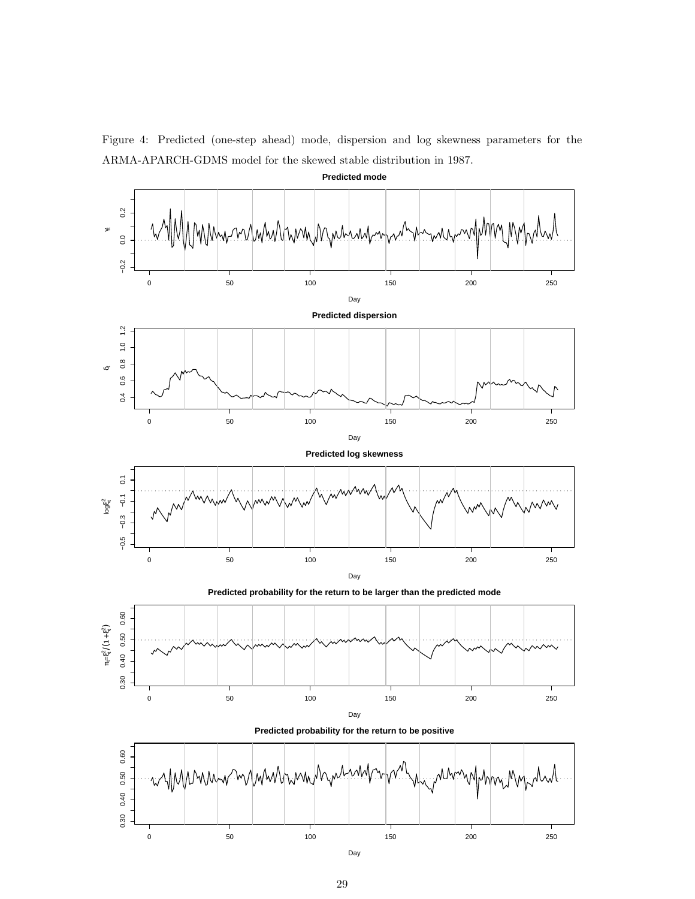Figure 4: Predicted (one-step ahead) mode, dispersion and log skewness parameters for the ARMA-APARCH-GDMS model for the skewed stable distribution in 1987.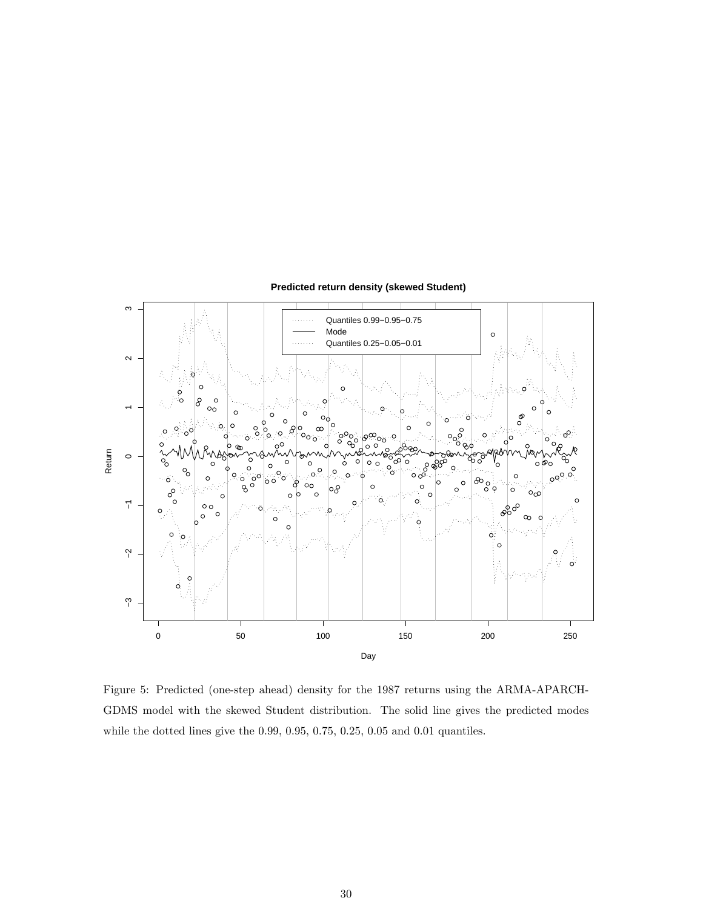Figure 5: Predicted (one-step ahead) density for the 1987 returns using the ARMA-APARCH-GDMS model with the skewed Student distribution. The solid line gives the predicted modes while the dotted lines give the 0.99, 0.95, 0.75, 0.25, 0.05 and 0.01 quantiles.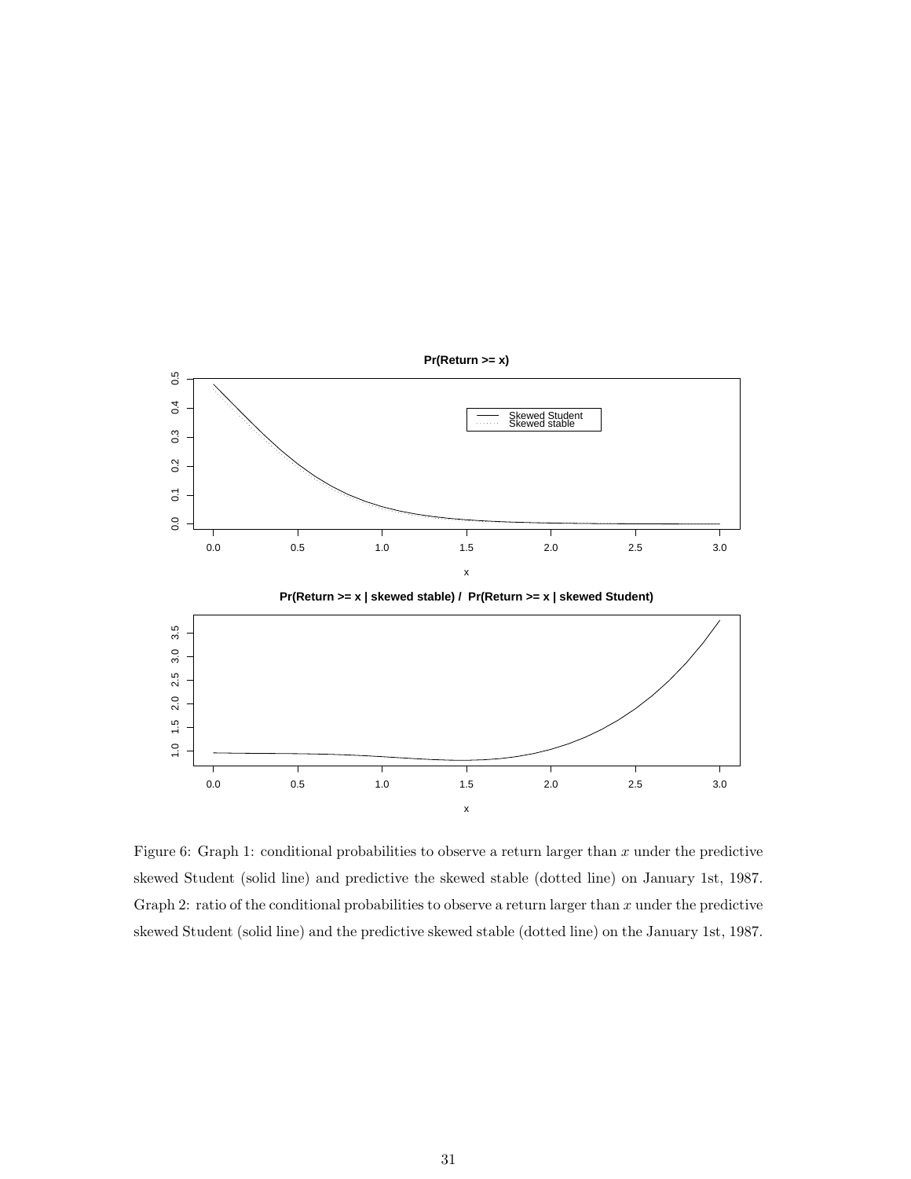Figure 6: Graph 1: conditional probabilities to observe a return larger than $x$ under the predictive skewed Student (solid line) and predictive the skewed stable (dotted line) on January 1st, 1987. Graph 2: ratio of the conditional probabilities to observe a return larger than $x$ under the predictive skewed Student (solid line) and the predictive skewed stable (dotted line) on the January 1st, 1987.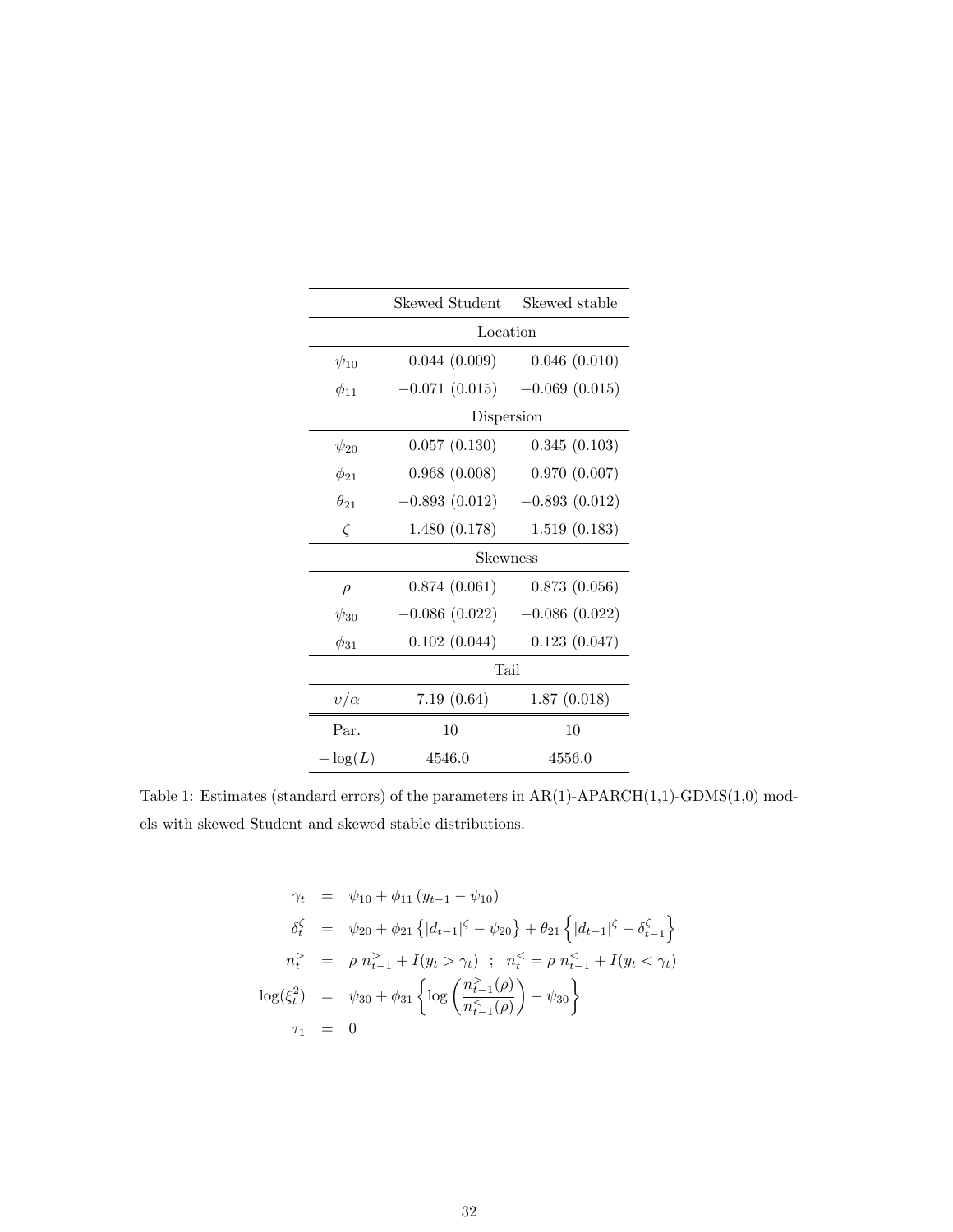| | Skewed Student | Skewed stable |
|---|---|---|
| | Location | |
| $\psi_{10}$ | 0.044 (0.009) | 0.046 (0.010) |
| $\phi_{11}$ | $-0.071$ (0.015) | $-0.069$ (0.015) |
| | Dispersion | |
| $\psi_{20}$ | 0.057 (0.130) | 0.345 (0.103) |
| $\phi_{21}$ | 0.968 (0.008) | 0.970 (0.007) |
| $\theta_{21}$ | $-0.893$ (0.012) | $-0.893$ (0.012) |
| $\zeta$ | 1.480 (0.178) | 1.519 (0.183) |
| | Skewness | |
| $\rho$ | 0.874 (0.061) | 0.873 (0.056) |
| $\psi_{30}$ | $-0.086$ (0.022) | $-0.086$ (0.022) |
| $\phi_{31}$ | 0.102 (0.044) | 0.123 (0.047) |
| | Tail | |
| $\upsilon/\alpha$ | 7.19 (0.64) | 1.87 (0.018) |
| Par. | 10 | 10 |
| $-\log(L)$ | 4546.0 | 4556.0 |

Table 1: Estimates (standard errors) of the parameters in AR(1)-APARCH(1,1)-GDMS(1,0) models with skewed Student and skewed stable distributions.

$$
\begin{aligned}
\gamma_t &= \psi_{10} + \phi_{11}\,(y_{t-1} - \psi_{10}) \\
\delta_t^{\zeta} &= \psi_{20} + \phi_{21}\left\{|d_{t-1}|^{\zeta} - \psi_{20}\right\} + \theta_{21}\left\{|d_{t-1}|^{\zeta} - \delta_{t-1}^{\zeta}\right\} \\
n_t^{>} &= \rho\; n_{t-1}^{>} + I(y_t > \gamma_t) \;\;;\;\; n_t^{<} = \rho\; n_{t-1}^{<} + I(y_t < \gamma_t) \\
\log(\xi_t^2) &= \psi_{30} + \phi_{31}\left\{\log\left(\frac{n_{t-1}^{>}(\rho)}{n_{t-1}^{<}(\rho)}\right) - \psi_{30}\right\} \\
\tau_1 &= 0
\end{aligned}
$$